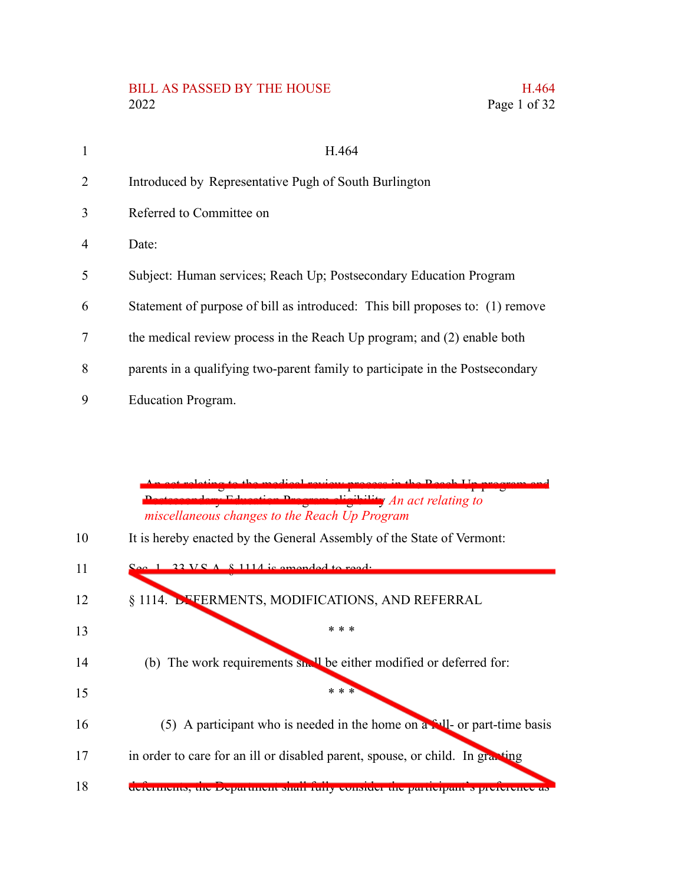H.464

Introduced by Representative Pugh of South Burlington

Referred to Committee on

Date:

Subject: Human services; Reach Up; Postsecondary Education Program

Statement of purpose of bill as introduced: This bill proposes to: (1) remove the medical review process in the Reach Up program; and (2) enable both parents in a qualifying two-parent family to participate in the Postsecondary Education Program.

~~An act relating to the medical review process in the Reach Up program and Postsecondary Education Program eligibility~~ *An act relating to miscellaneous changes to the Reach Up Program*

It is hereby enacted by the General Assembly of the State of Vermont:

~~Sec. 1. 33 V.S.A. § 1114 is amended to read:~~

~~§ 1114. DEFERMENTS, MODIFICATIONS, AND REFERRAL~~

~~\* \* \*~~

~~(b) The work requirements shall be either modified or deferred for:~~

~~\* \* \*~~

~~(5) A participant who is needed in the home on a full- or part-time basis in order to care for an ill or disabled parent, spouse, or child. In granting deferments, the Department shall fully consider the participant's preference as~~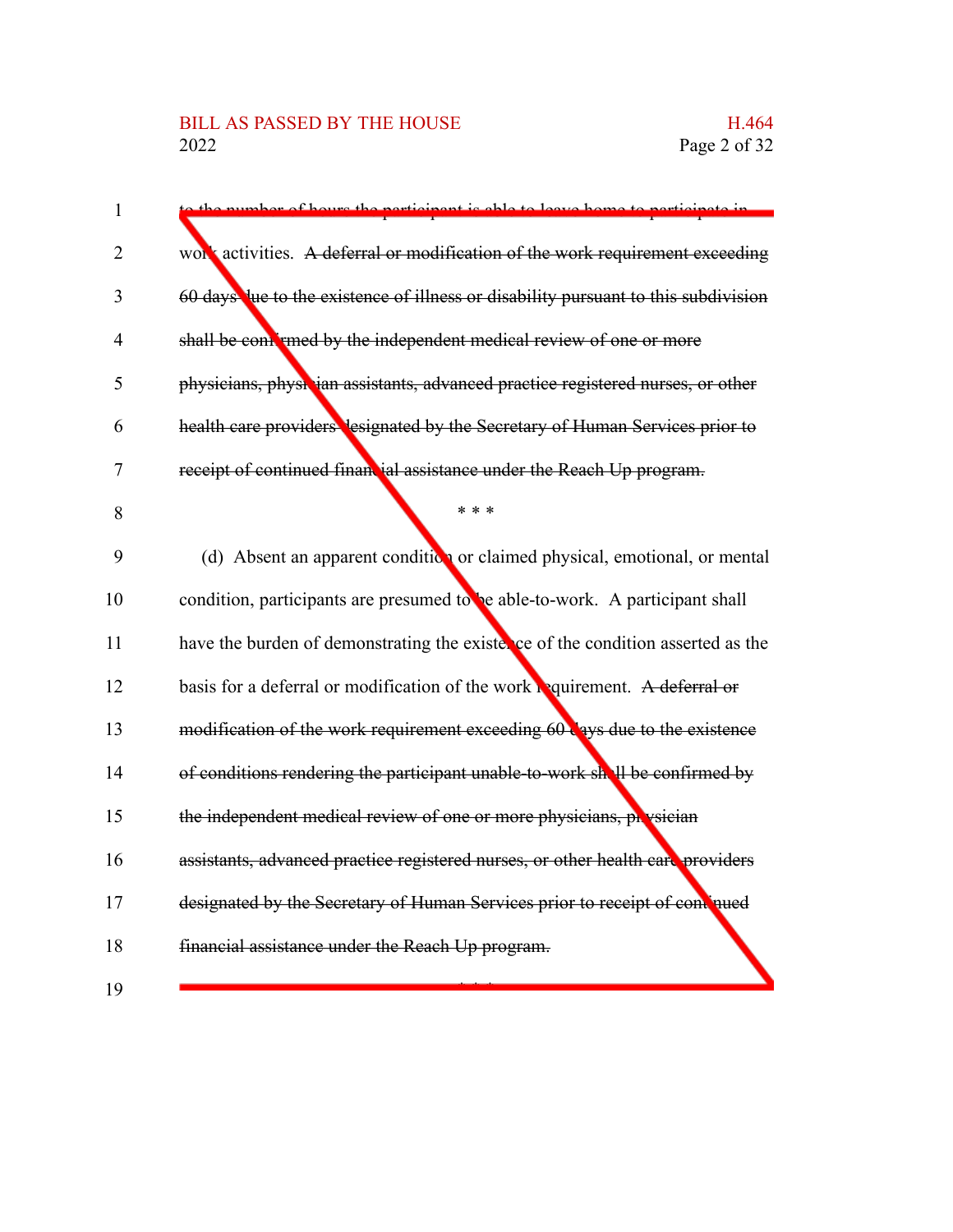to the number of hours the participant is able to leave home to participate in work activities. ~~A deferral or modification of the work requirement exceeding 60 days due to the existence of illness or disability pursuant to this subdivision shall be confirmed by the independent medical review of one or more physicians, physician assistants, advanced practice registered nurses, or other health care providers designated by the Secretary of Human Services prior to receipt of continued financial assistance under the Reach Up program.~~

\* \* \*

(d) Absent an apparent condition or claimed physical, emotional, or mental condition, participants are presumed to be able-to-work. A participant shall have the burden of demonstrating the existence of the condition asserted as the basis for a deferral or modification of the work requirement. ~~A deferral or modification of the work requirement exceeding 60 days due to the existence of conditions rendering the participant unable-to-work shall be confirmed by the independent medical review of one or more physicians, physician assistants, advanced practice registered nurses, or other health care providers designated by the Secretary of Human Services prior to receipt of continued financial assistance under the Reach Up program.~~

\* \* \*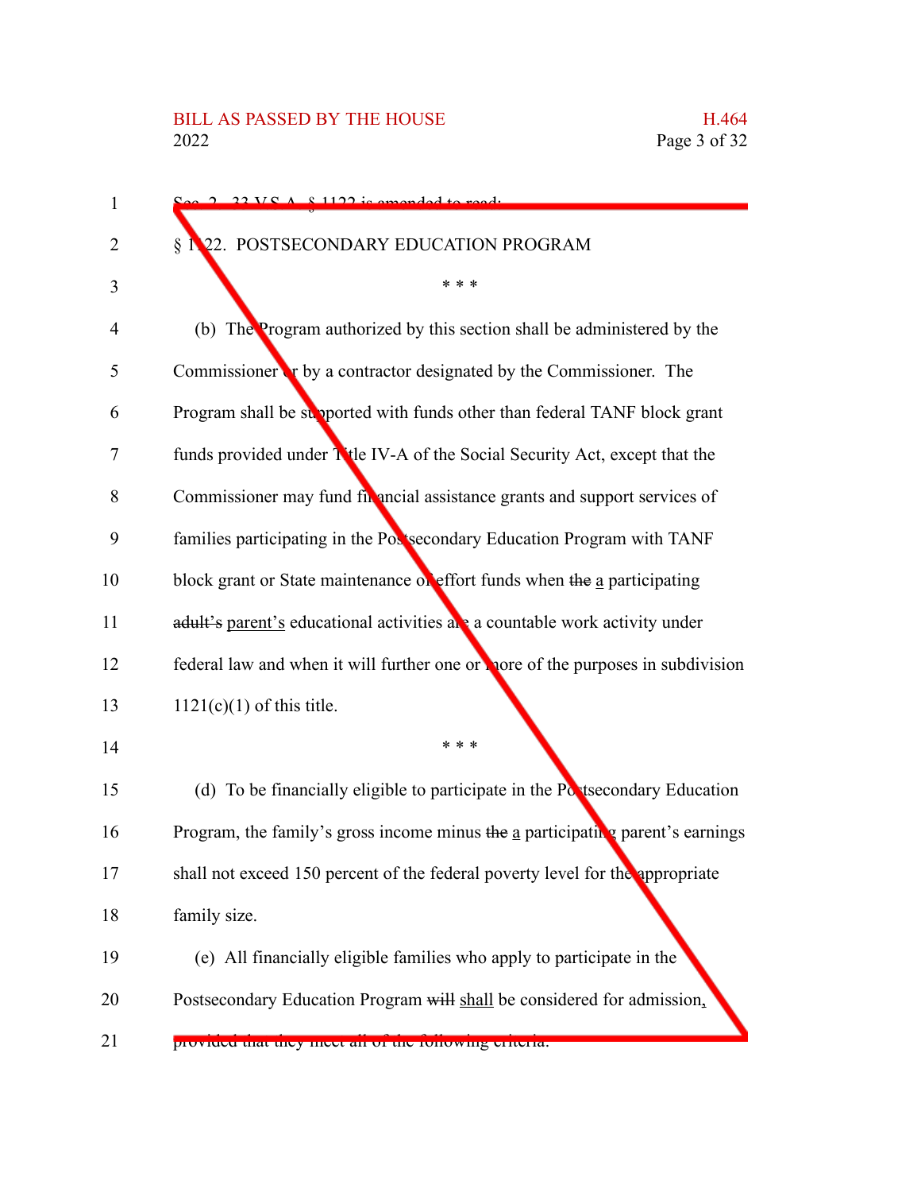Sec. 2. 33 V.S.A. § 1122 is amended to read:

§ 1122. POSTSECONDARY EDUCATION PROGRAM

\* \* \*

(b) The Program authorized by this section shall be administered by the Commissioner or by a contractor designated by the Commissioner. The Program shall be supported with funds other than federal TANF block grant funds provided under Title IV-A of the Social Security Act, except that the Commissioner may fund financial assistance grants and support services of families participating in the Postsecondary Education Program with TANF block grant or State maintenance of effort funds when ~~the~~ a participating ~~adult's~~ parent's educational activities are a countable work activity under federal law and when it will further one or more of the purposes in subdivision 1121(c)(1) of this title.

\* \* \*

(d) To be financially eligible to participate in the Postsecondary Education Program, the family's gross income minus ~~the~~ a participating parent's earnings shall not exceed 150 percent of the federal poverty level for the appropriate family size.

(e) All financially eligible families who apply to participate in the Postsecondary Education Program ~~will~~ shall be considered for admission, provided that they meet all of the following criteria: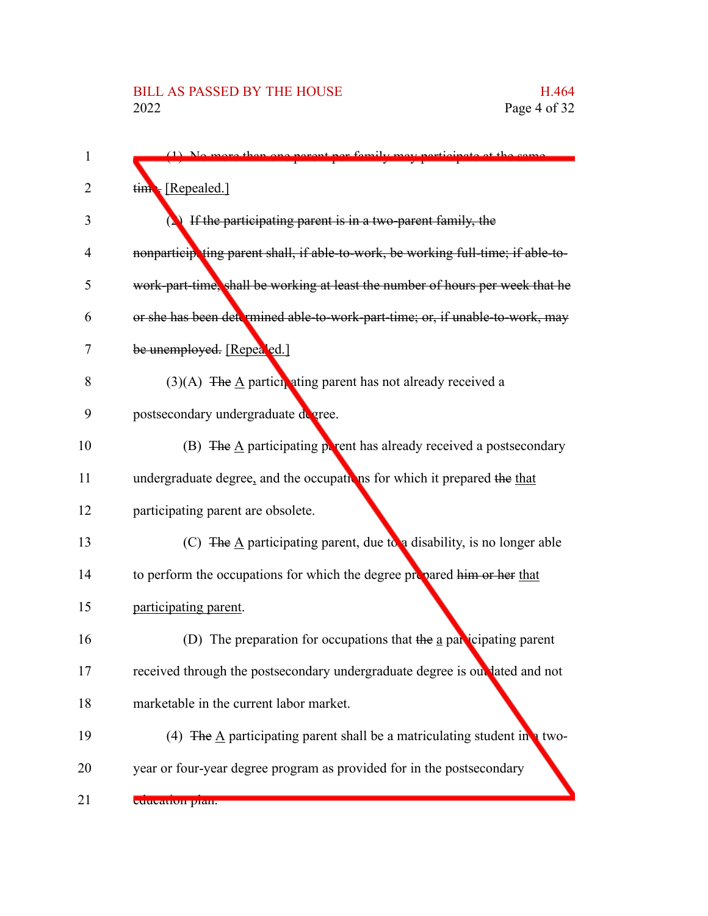(1) ~~No more than one parent per family may participate at the same time.~~ [Repealed.]

(2) ~~If the participating parent is in a two-parent family, the nonparticipating parent shall, if able-to-work, be working full-time; if able-to-work-part-time, shall be working at least the number of hours per week that he or she has been determined able-to-work-part-time; or, if unable-to-work, may be unemployed.~~ [Repealed.]

(3)(A) ~~The~~ A participating parent has not already received a postsecondary undergraduate degree.

(B) ~~The~~ A participating parent has already received a postsecondary undergraduate degree, and the occupations for which it prepared ~~the~~ that participating parent are obsolete.

(C) ~~The~~ A participating parent, due to a disability, is no longer able to perform the occupations for which the degree prepared ~~him or her~~ that participating parent.

(D) The preparation for occupations that ~~the~~ a participating parent received through the postsecondary undergraduate degree is outdated and not marketable in the current labor market.

(4) ~~The~~ A participating parent shall be a matriculating student in a two-year or four-year degree program as provided for in the postsecondary education plan.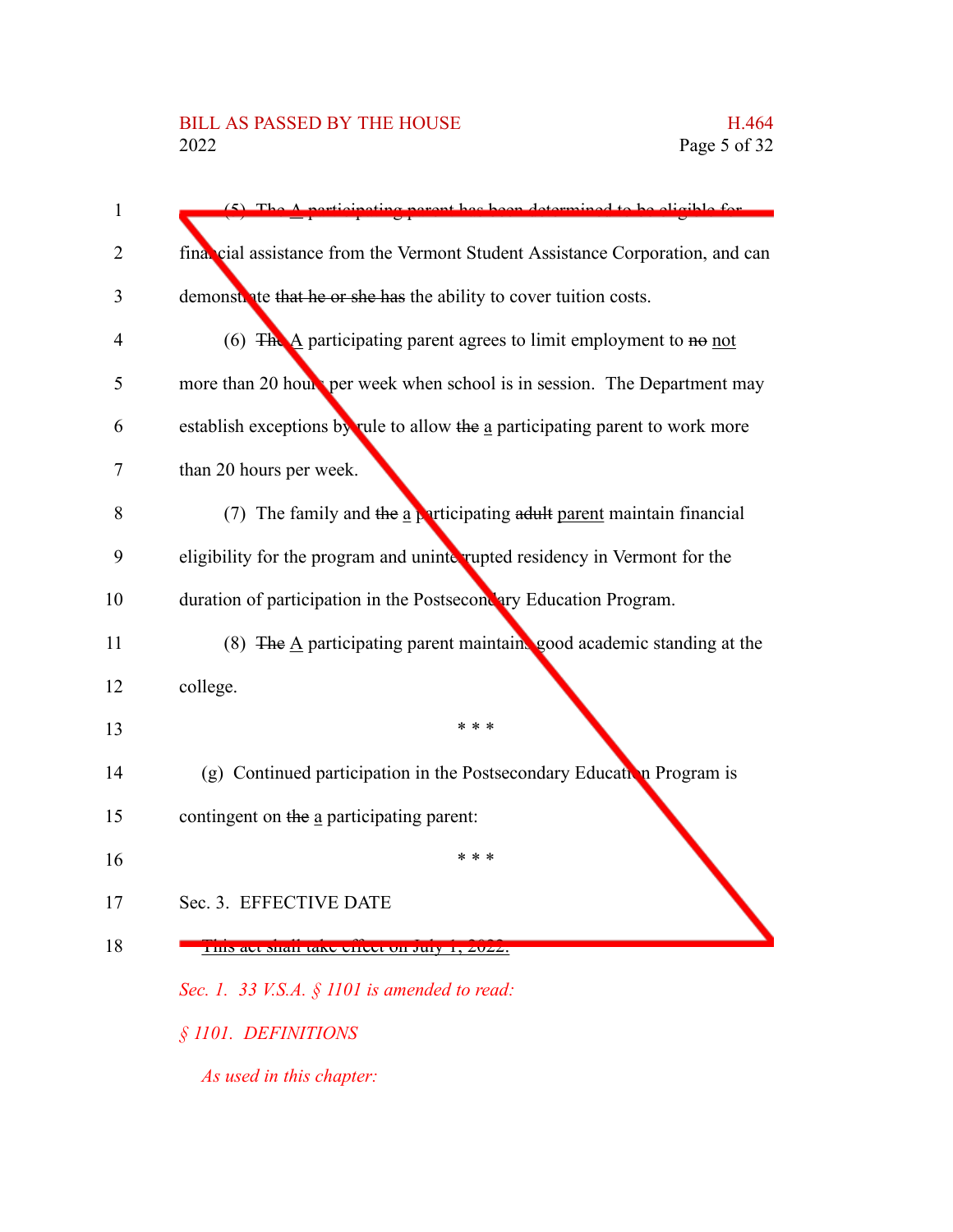(5) ~~The~~ A participating parent has been determined to be eligible for financial assistance from the Vermont Student Assistance Corporation, and can demonstrate ~~that he or she has~~ the ability to cover tuition costs.

(6) ~~The~~ A participating parent agrees to limit employment to ~~no~~ not more than 20 hours per week when school is in session. The Department may establish exceptions by rule to allow ~~the~~ a participating parent to work more than 20 hours per week.

(7) The family and ~~the~~ a participating ~~adult~~ parent maintain financial eligibility for the program and uninterrupted residency in Vermont for the duration of participation in the Postsecondary Education Program.

(8) ~~The~~ A participating parent maintains good academic standing at the college.

\* \* \*

(g) Continued participation in the Postsecondary Education Program is contingent on ~~the~~ a participating parent:

\* \* \*

Sec. 3. EFFECTIVE DATE

~~This act shall take effect on July 1, 2022.~~

*Sec. 1. 33 V.S.A. § 1101 is amended to read:*

*§ 1101. DEFINITIONS*

*As used in this chapter:*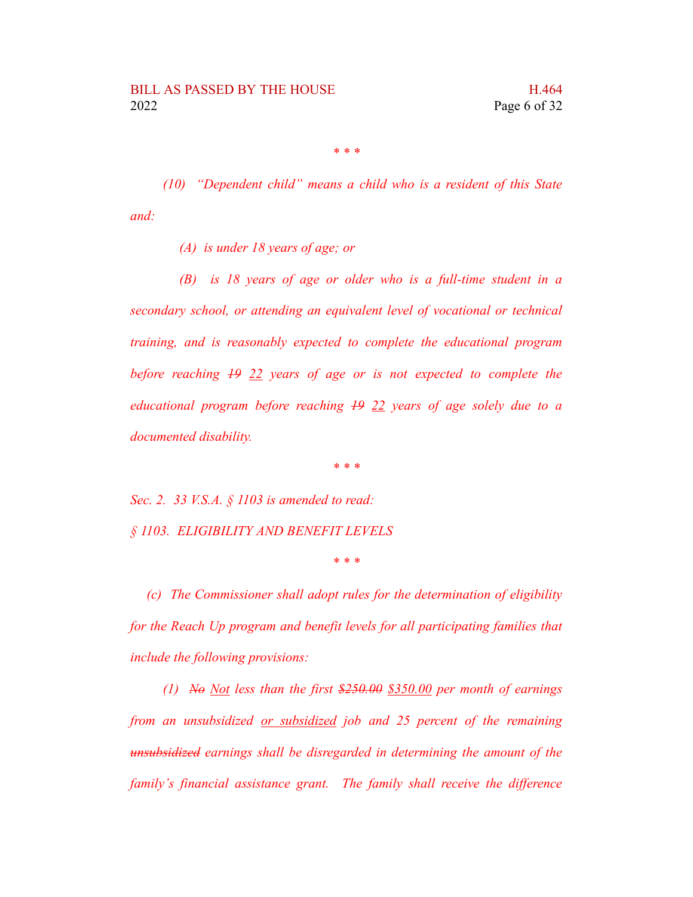\* \* \*

*(10) "Dependent child" means a child who is a resident of this State and:*

*(A) is under 18 years of age; or*

*(B) is 18 years of age or older who is a full-time student in a secondary school, or attending an equivalent level of vocational or technical training, and is reasonably expected to complete the educational program before reaching ~~19~~ <u>22</u> years of age or is not expected to complete the educational program before reaching ~~19~~ <u>22</u> years of age solely due to a documented disability.*

\* \* \*

*Sec. 2. 33 V.S.A. § 1103 is amended to read:*

*§ 1103. ELIGIBILITY AND BENEFIT LEVELS*

\* \* \*

*(c) The Commissioner shall adopt rules for the determination of eligibility for the Reach Up program and benefit levels for all participating families that include the following provisions:*

*(1) ~~No~~ <u>Not</u> less than the first ~~$250.00~~ <u>$350.00</u> per month of earnings from an unsubsidized <u>or subsidized</u> job and 25 percent of the remaining ~~unsubsidized~~ earnings shall be disregarded in determining the amount of the family's financial assistance grant. The family shall receive the difference*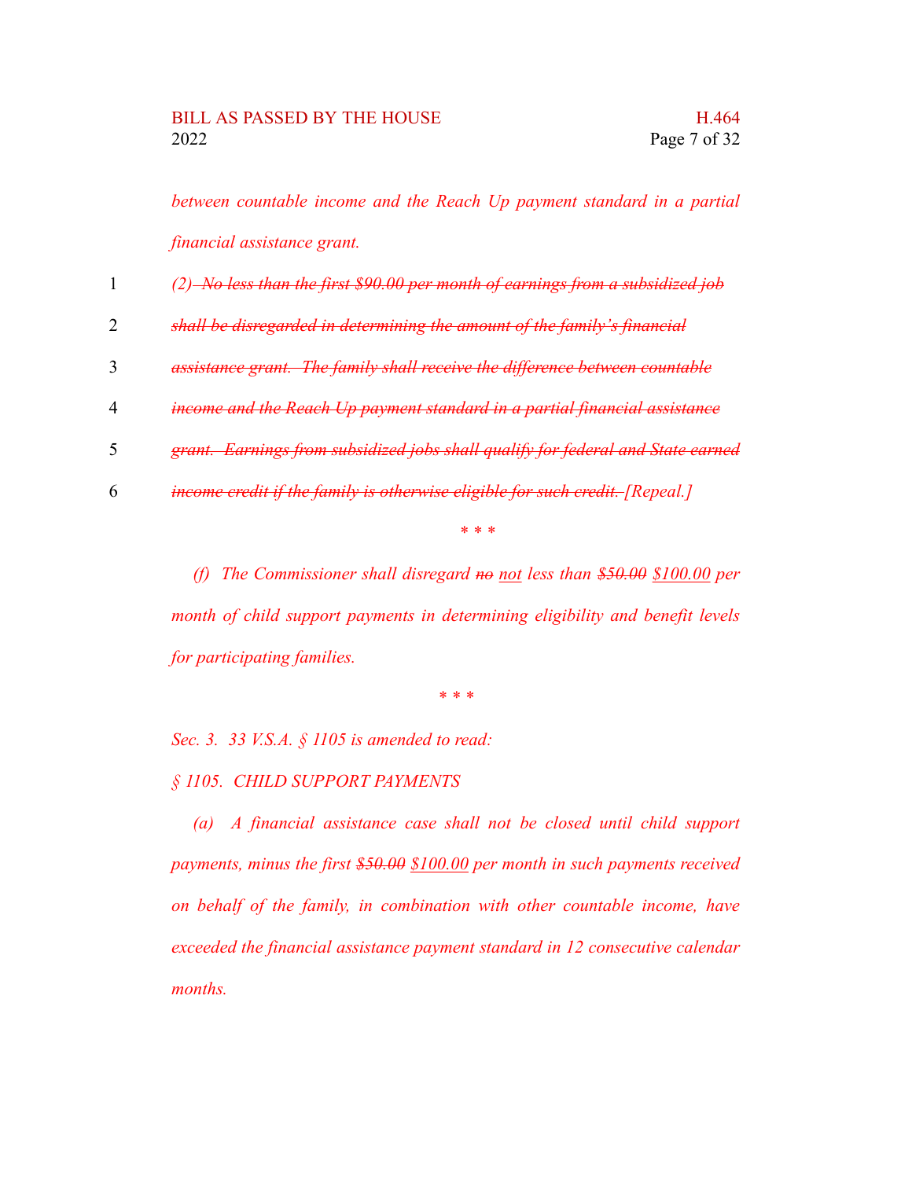*between countable income and the Reach Up payment standard in a partial financial assistance grant.*

*~~(2) No less than the first $90.00 per month of earnings from a subsidized job shall be disregarded in determining the amount of the family's financial assistance grant. The family shall receive the difference between countable income and the Reach Up payment standard in a partial financial assistance grant. Earnings from subsidized jobs shall qualify for federal and State earned income credit if the family is otherwise eligible for such credit.~~ [Repeal.]*

\* \* \*

*(f) The Commissioner shall disregard ~~no~~ <u>not</u> less than ~~$50.00~~ <u>$100.00</u> per month of child support payments in determining eligibility and benefit levels for participating families.*

\* \* \*

*Sec. 3. 33 V.S.A. § 1105 is amended to read:*

*§ 1105. CHILD SUPPORT PAYMENTS*

*(a) A financial assistance case shall not be closed until child support payments, minus the first ~~$50.00~~ <u>$100.00</u> per month in such payments received on behalf of the family, in combination with other countable income, have exceeded the financial assistance payment standard in 12 consecutive calendar months.*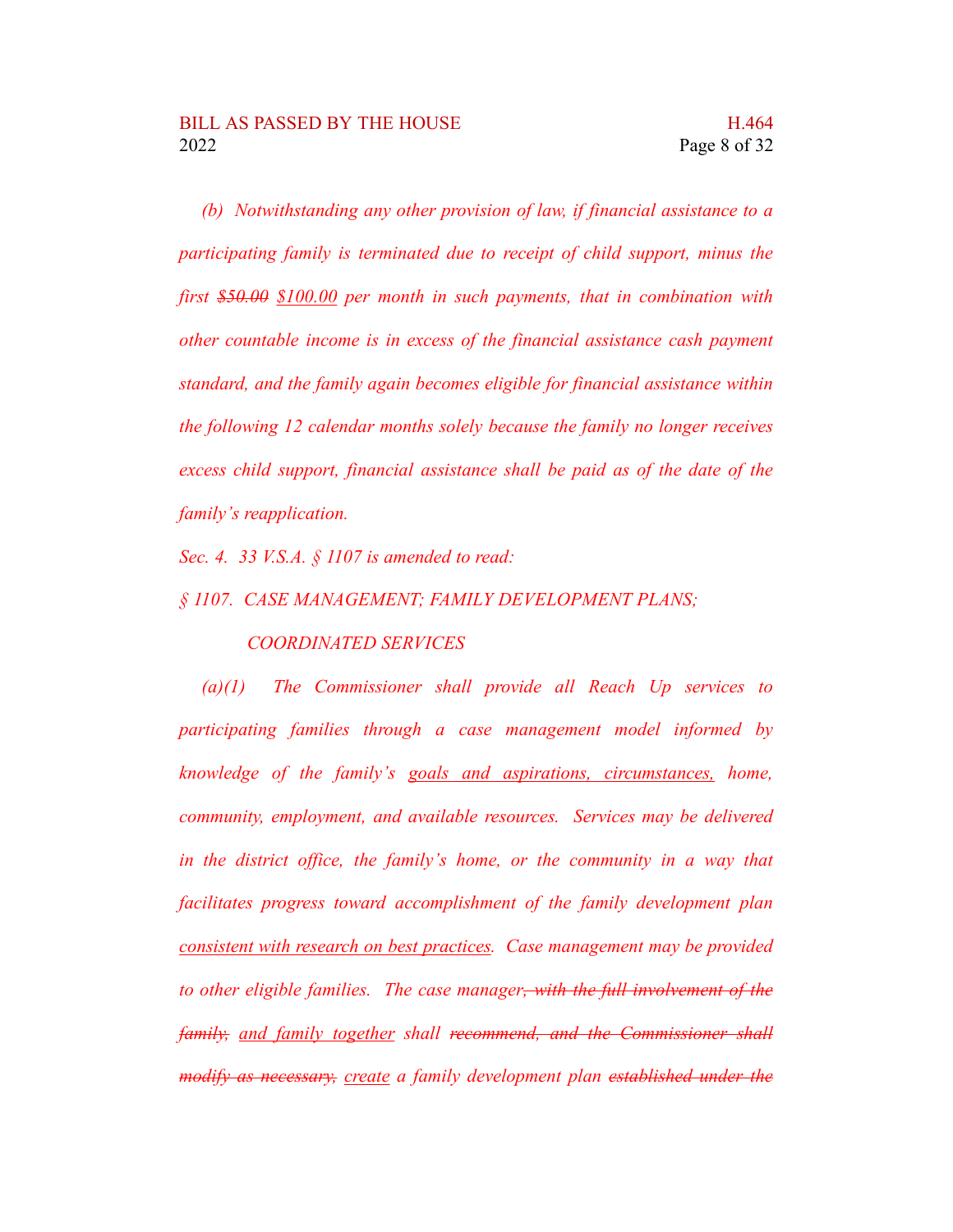*(b) Notwithstanding any other provision of law, if financial assistance to a participating family is terminated due to receipt of child support, minus the first ~~$50.00~~ <u>$100.00</u> per month in such payments, that in combination with other countable income is in excess of the financial assistance cash payment standard, and the family again becomes eligible for financial assistance within the following 12 calendar months solely because the family no longer receives excess child support, financial assistance shall be paid as of the date of the family's reapplication.*

*Sec. 4. 33 V.S.A. § 1107 is amended to read:*

*§ 1107. CASE MANAGEMENT; FAMILY DEVELOPMENT PLANS; COORDINATED SERVICES*

*(a)(1) The Commissioner shall provide all Reach Up services to participating families through a case management model informed by knowledge of the family's <u>goals and aspirations, circumstances,</u> home, community, employment, and available resources. Services may be delivered in the district office, the family's home, or the community in a way that facilitates progress toward accomplishment of the family development plan <u>consistent with research on best practices</u>. Case management may be provided to other eligible families. The case manager~~, with the full involvement of the family,~~ <u>and family together</u> shall ~~recommend, and the Commissioner shall modify as necessary,~~ <u>create</u> a family development plan ~~established under the~~*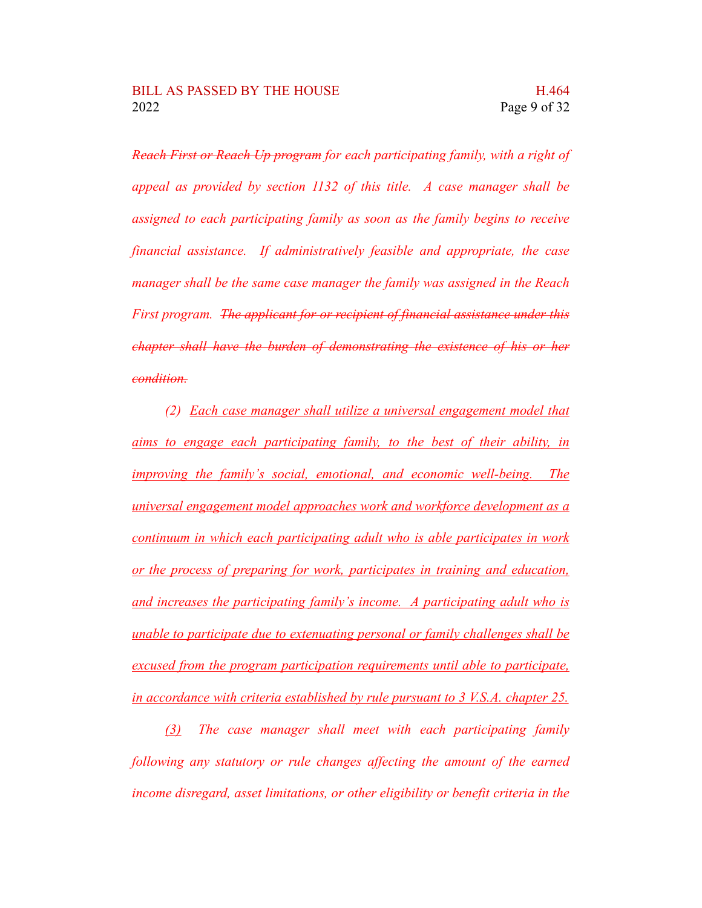~~*Reach First or Reach Up program*~~ *for each participating family, with a right of appeal as provided by section 1132 of this title. A case manager shall be assigned to each participating family as soon as the family begins to receive financial assistance. If administratively feasible and appropriate, the case manager shall be the same case manager the family was assigned in the Reach First program.* ~~*The applicant for or recipient of financial assistance under this chapter shall have the burden of demonstrating the existence of his or her condition.*~~

*(2)* <u>*Each case manager shall utilize a universal engagement model that aims to engage each participating family, to the best of their ability, in improving the family's social, emotional, and economic well-being. The universal engagement model approaches work and workforce development as a continuum in which each participating adult who is able participates in work or the process of preparing for work, participates in training and education, and increases the participating family's income. A participating adult who is unable to participate due to extenuating personal or family challenges shall be excused from the program participation requirements until able to participate, in accordance with criteria established by rule pursuant to 3 V.S.A. chapter 25.*</u>

<u>*(3)*</u> *The case manager shall meet with each participating family following any statutory or rule changes affecting the amount of the earned income disregard, asset limitations, or other eligibility or benefit criteria in the*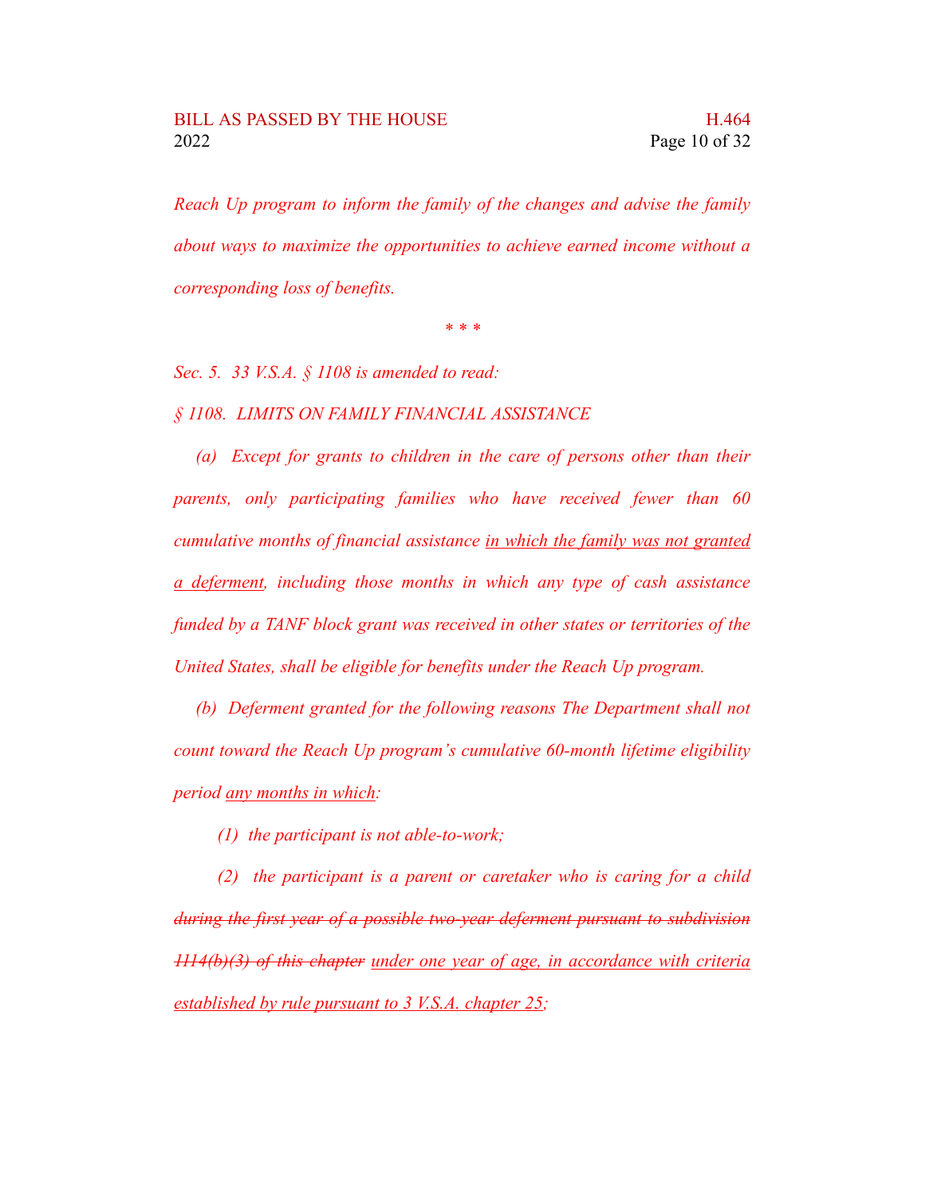*Reach Up program to inform the family of the changes and advise the family about ways to maximize the opportunities to achieve earned income without a corresponding loss of benefits.*

\* \* \*

*Sec. 5. 33 V.S.A. § 1108 is amended to read:*

*§ 1108. LIMITS ON FAMILY FINANCIAL ASSISTANCE*

*(a) Except for grants to children in the care of persons other than their parents, only participating families who have received fewer than 60 cumulative months of financial assistance <u>in which the family was not granted a deferment</u>, including those months in which any type of cash assistance funded by a TANF block grant was received in other states or territories of the United States, shall be eligible for benefits under the Reach Up program.*

*(b) ~~Deferment granted for the following reasons~~ The Department shall not count toward the Reach Up program's cumulative 60-month lifetime eligibility period <u>any months in which</u>:*

*(1) the participant is not able-to-work;*

*(2) the participant is a parent or caretaker who is caring for a child ~~during the first year of a possible two-year deferment pursuant to subdivision 1114(b)(3) of this chapter~~ <u>under one year of age, in accordance with criteria established by rule pursuant to 3 V.S.A. chapter 25</u>;*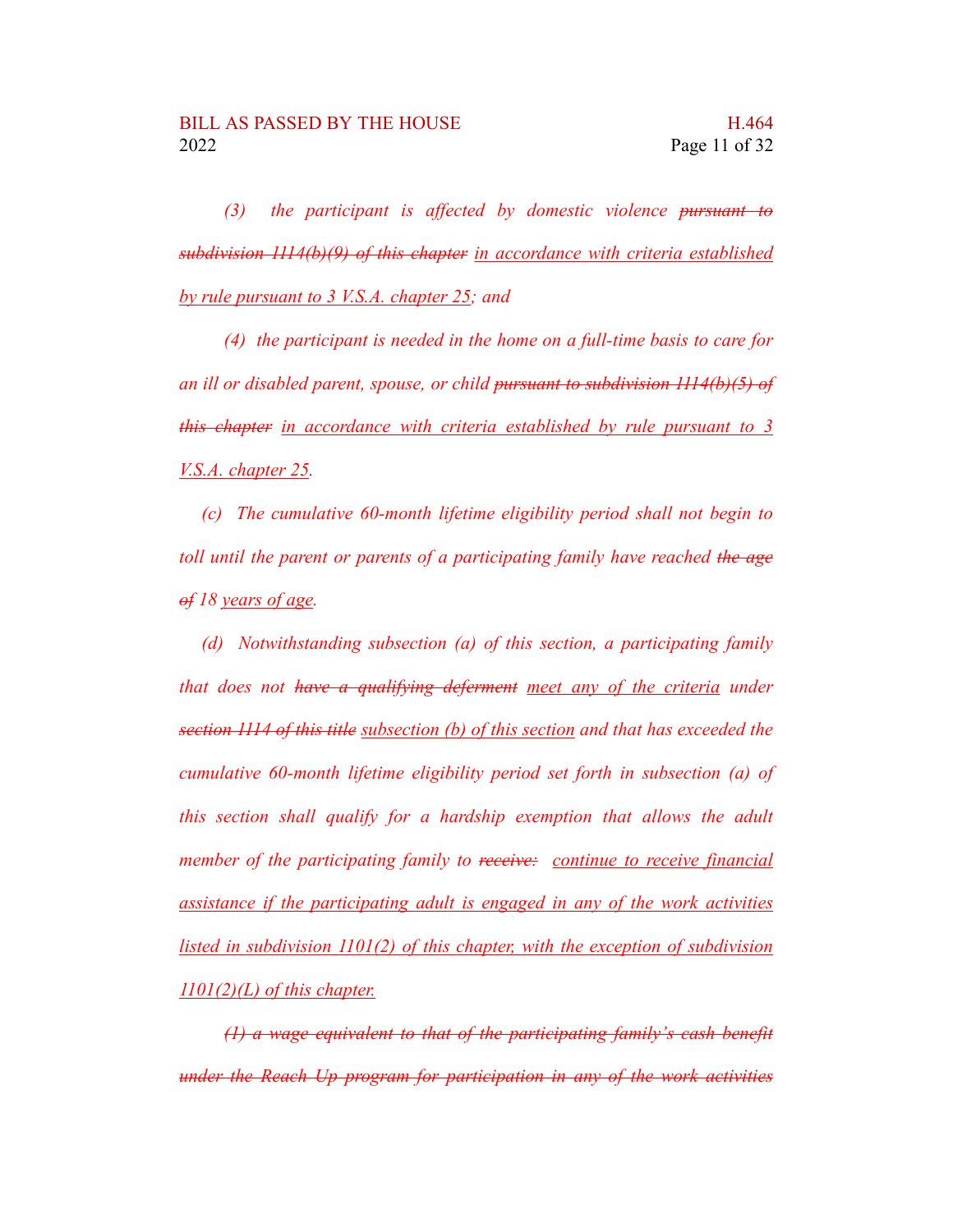*(3) the participant is affected by domestic violence ~~pursuant to subdivision 1114(b)(9) of this chapter~~ in accordance with criteria established by rule pursuant to 3 V.S.A. chapter 25; and*

*(4) the participant is needed in the home on a full-time basis to care for an ill or disabled parent, spouse, or child ~~pursuant to subdivision 1114(b)(5) of this chapter~~ in accordance with criteria established by rule pursuant to 3 V.S.A. chapter 25.*

*(c) The cumulative 60-month lifetime eligibility period shall not begin to toll until the parent or parents of a participating family have reached ~~the age of~~ 18 years of age.*

*(d) Notwithstanding subsection (a) of this section, a participating family that does not ~~have a qualifying deferment~~ meet any of the criteria under ~~section 1114 of this title~~ subsection (b) of this section and that has exceeded the cumulative 60-month lifetime eligibility period set forth in subsection (a) of this section shall qualify for a hardship exemption that allows the adult member of the participating family to ~~receive:~~ continue to receive financial assistance if the participating adult is engaged in any of the work activities listed in subdivision 1101(2) of this chapter, with the exception of subdivision 1101(2)(L) of this chapter.*

*~~(1) a wage equivalent to that of the participating family's cash benefit under the Reach Up program for participation in any of the work activities~~*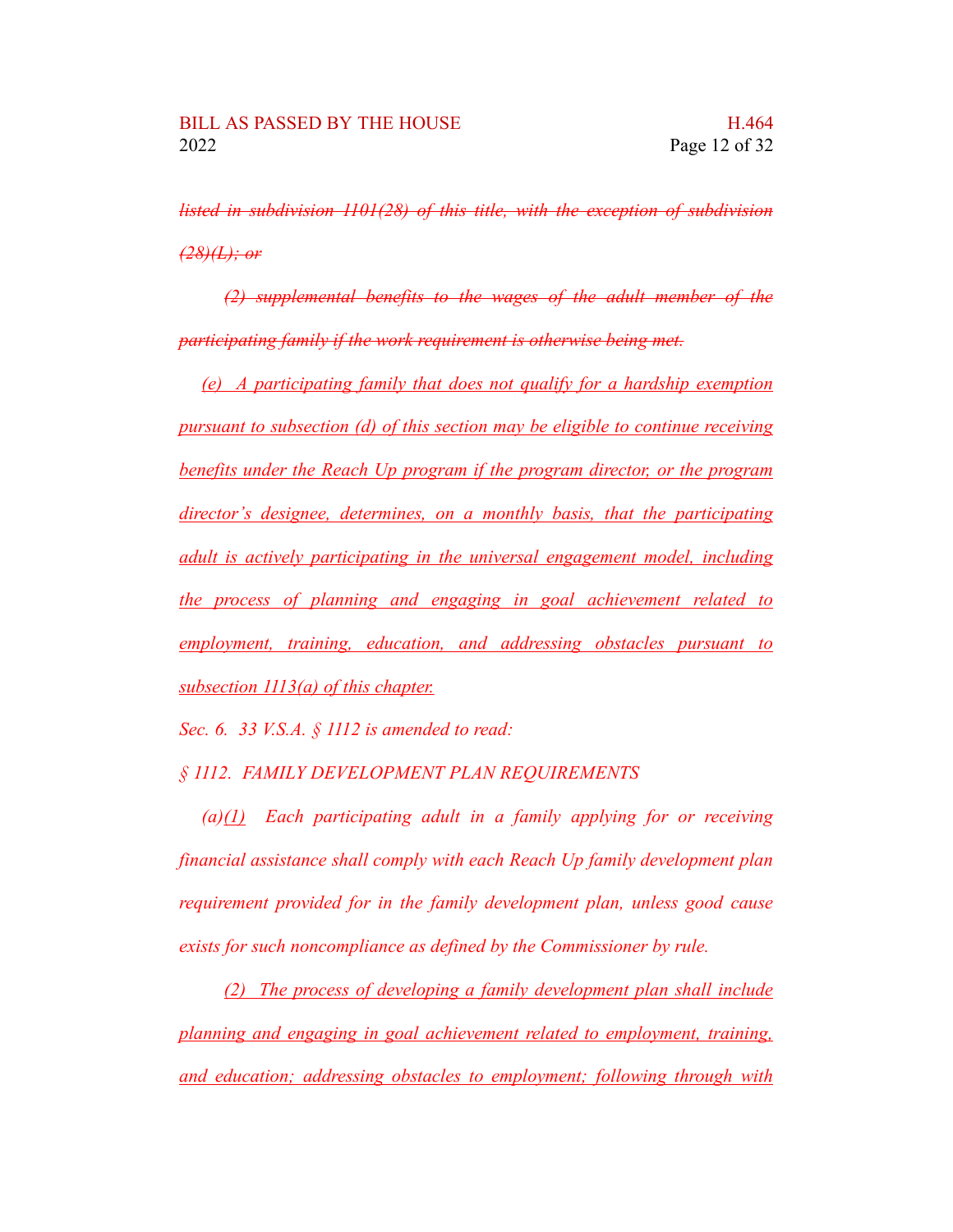~~*listed in subdivision 1101(28) of this title, with the exception of subdivision (28)(L); or*~~

~~*(2) supplemental benefits to the wages of the adult member of the participating family if the work requirement is otherwise being met.*~~

*(e) A participating family that does not qualify for a hardship exemption pursuant to subsection (d) of this section may be eligible to continue receiving benefits under the Reach Up program if the program director, or the program director's designee, determines, on a monthly basis, that the participating adult is actively participating in the universal engagement model, including the process of planning and engaging in goal achievement related to employment, training, education, and addressing obstacles pursuant to subsection 1113(a) of this chapter.*

*Sec. 6. 33 V.S.A. § 1112 is amended to read:*

*§ 1112. FAMILY DEVELOPMENT PLAN REQUIREMENTS*

*(a)(1) Each participating adult in a family applying for or receiving financial assistance shall comply with each Reach Up family development plan requirement provided for in the family development plan, unless good cause exists for such noncompliance as defined by the Commissioner by rule.*

*(2) The process of developing a family development plan shall include planning and engaging in goal achievement related to employment, training, and education; addressing obstacles to employment; following through with*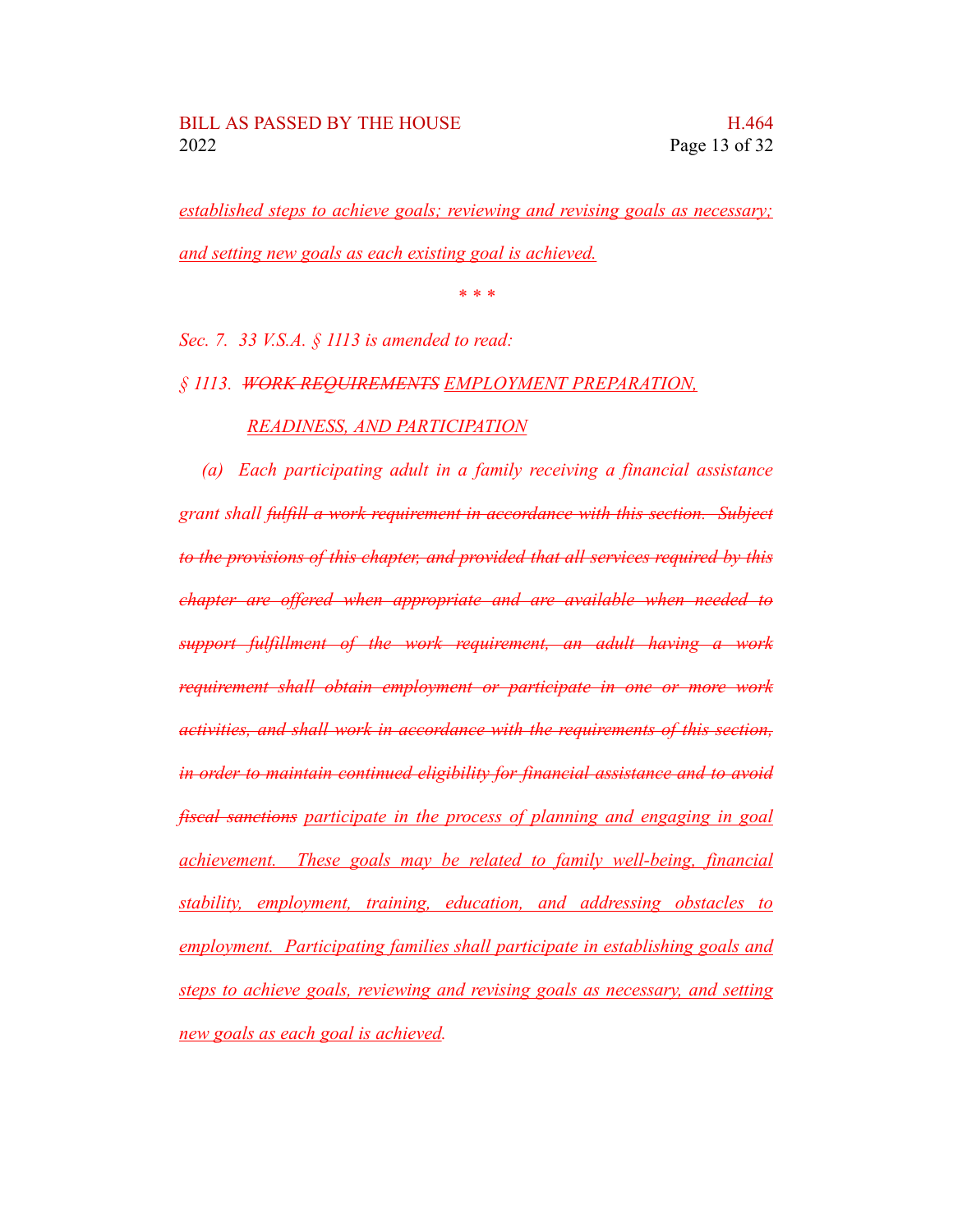*established steps to achieve goals; reviewing and revising goals as necessary; and setting new goals as each existing goal is achieved.*

\* \* \*

*Sec. 7. 33 V.S.A. § 1113 is amended to read:*

*§ 1113. ~~WORK REQUIREMENTS~~ EMPLOYMENT PREPARATION, READINESS, AND PARTICIPATION*

*(a) Each participating adult in a family receiving a financial assistance grant shall ~~fulfill a work requirement in accordance with this section. Subject to the provisions of this chapter, and provided that all services required by this chapter are offered when appropriate and are available when needed to support fulfillment of the work requirement, an adult having a work requirement shall obtain employment or participate in one or more work activities, and shall work in accordance with the requirements of this section, in order to maintain continued eligibility for financial assistance and to avoid fiscal sanctions~~ participate in the process of planning and engaging in goal achievement. These goals may be related to family well-being, financial stability, employment, training, education, and addressing obstacles to employment. Participating families shall participate in establishing goals and steps to achieve goals, reviewing and revising goals as necessary, and setting new goals as each goal is achieved.*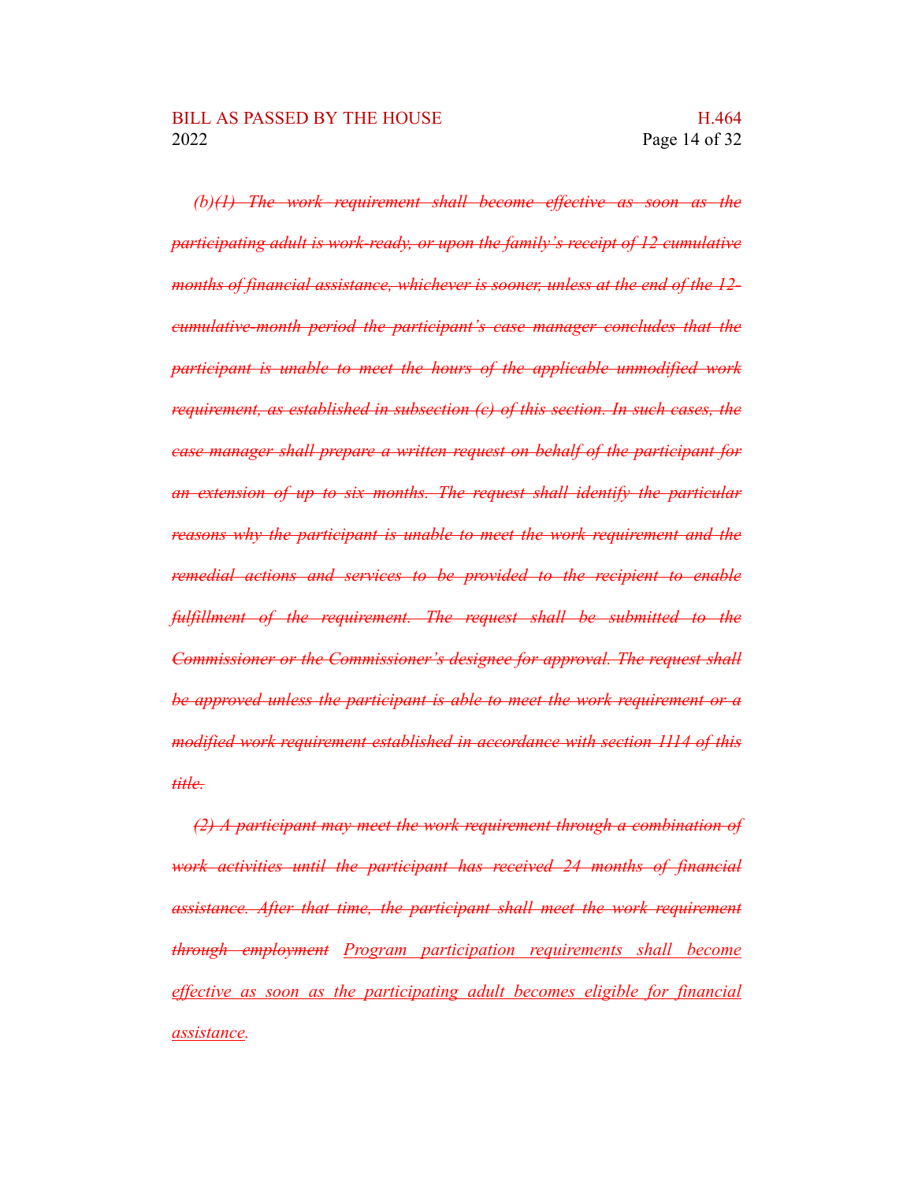*(b)~~(1) The work requirement shall become effective as soon as the participating adult is work-ready, or upon the family's receipt of 12 cumulative months of financial assistance, whichever is sooner, unless at the end of the 12-cumulative-month period the participant's case manager concludes that the participant is unable to meet the hours of the applicable unmodified work requirement, as established in subsection (c) of this section. In such cases, the case manager shall prepare a written request on behalf of the participant for an extension of up to six months. The request shall identify the particular reasons why the participant is unable to meet the work requirement and the remedial actions and services to be provided to the recipient to enable fulfillment of the requirement. The request shall be submitted to the Commissioner or the Commissioner's designee for approval. The request shall be approved unless the participant is able to meet the work requirement or a modified work requirement established in accordance with section 1114 of this title.~~*

*~~(2) A participant may meet the work requirement through a combination of work activities until the participant has received 24 months of financial assistance. After that time, the participant shall meet the work requirement through employment~~ <u>Program participation requirements shall become effective as soon as the participating adult becomes eligible for financial assistance</u>.*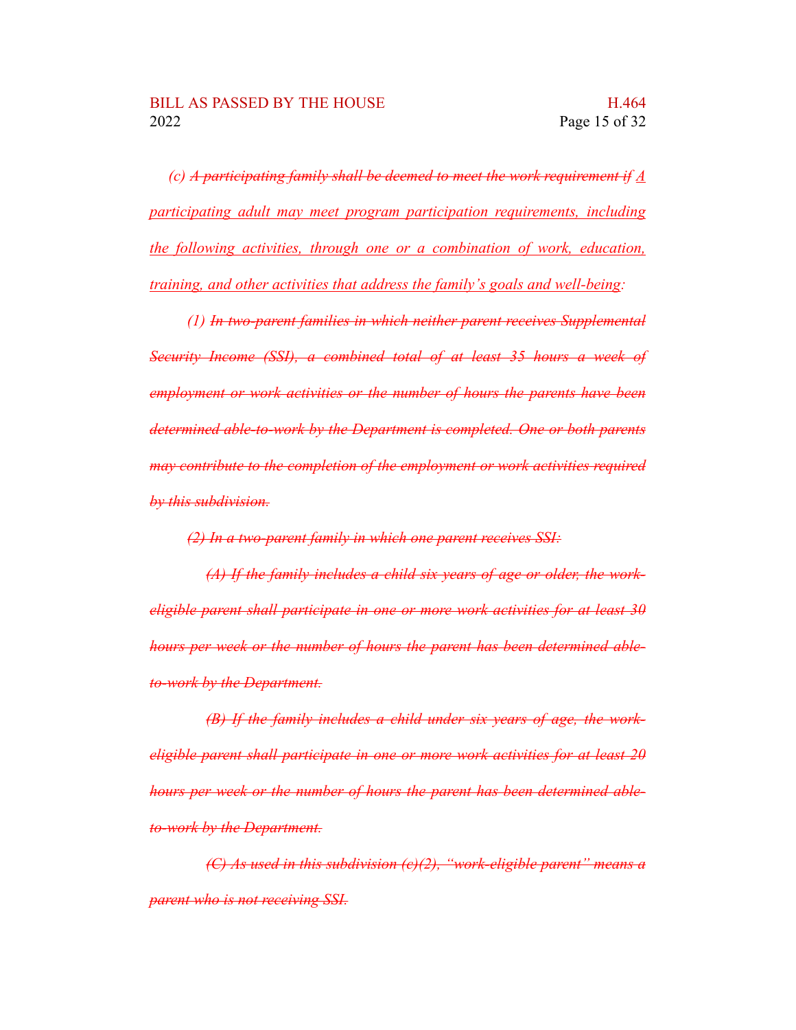*(c) ~~A participating family shall be deemed to meet the work requirement if~~ A participating adult may meet program participation requirements, including the following activities, through one or a combination of work, education, training, and other activities that address the family's goals and well-being:*

*(1) ~~In two-parent families in which neither parent receives Supplemental Security Income (SSI), a combined total of at least 35 hours a week of employment or work activities or the number of hours the parents have been determined able-to-work by the Department is completed. One or both parents may contribute to the completion of the employment or work activities required by this subdivision.~~*

*~~(2) In a two-parent family in which one parent receives SSI:~~*

*~~(A) If the family includes a child six years of age or older, the work-eligible parent shall participate in one or more work activities for at least 30 hours per week or the number of hours the parent has been determined able-to-work by the Department.~~*

*~~(B) If the family includes a child under six years of age, the work-eligible parent shall participate in one or more work activities for at least 20 hours per week or the number of hours the parent has been determined able-to-work by the Department.~~*

*~~(C) As used in this subdivision (c)(2), "work-eligible parent" means a parent who is not receiving SSI.~~*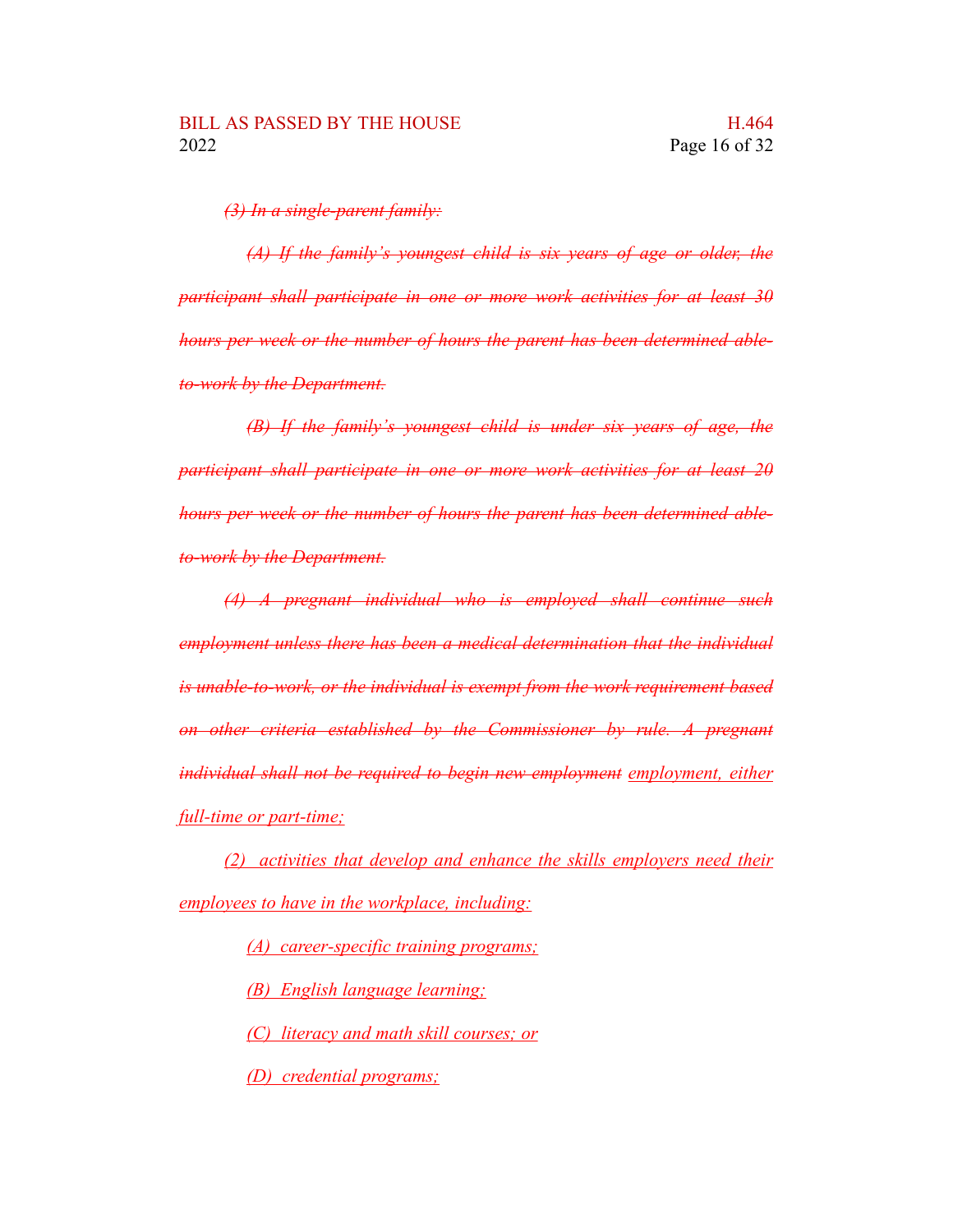~~*(3) In a single-parent family:*~~

~~*(A) If the family's youngest child is six years of age or older, the participant shall participate in one or more work activities for at least 30 hours per week or the number of hours the parent has been determined able-to-work by the Department.*~~

~~*(B) If the family's youngest child is under six years of age, the participant shall participate in one or more work activities for at least 20 hours per week or the number of hours the parent has been determined able-to-work by the Department.*~~

~~*(4) A pregnant individual who is employed shall continue such employment unless there has been a medical determination that the individual is unable-to-work, or the individual is exempt from the work requirement based on other criteria established by the Commissioner by rule. A pregnant individual shall not be required to begin new employment*~~ <u>*employment, either full-time or part-time;*</u>

<u>*(2) activities that develop and enhance the skills employers need their employees to have in the workplace, including:*</u>

<u>*(A) career-specific training programs;*</u>

<u>*(B) English language learning;*</u>

<u>*(C) literacy and math skill courses; or*</u>

<u>*(D) credential programs;*</u>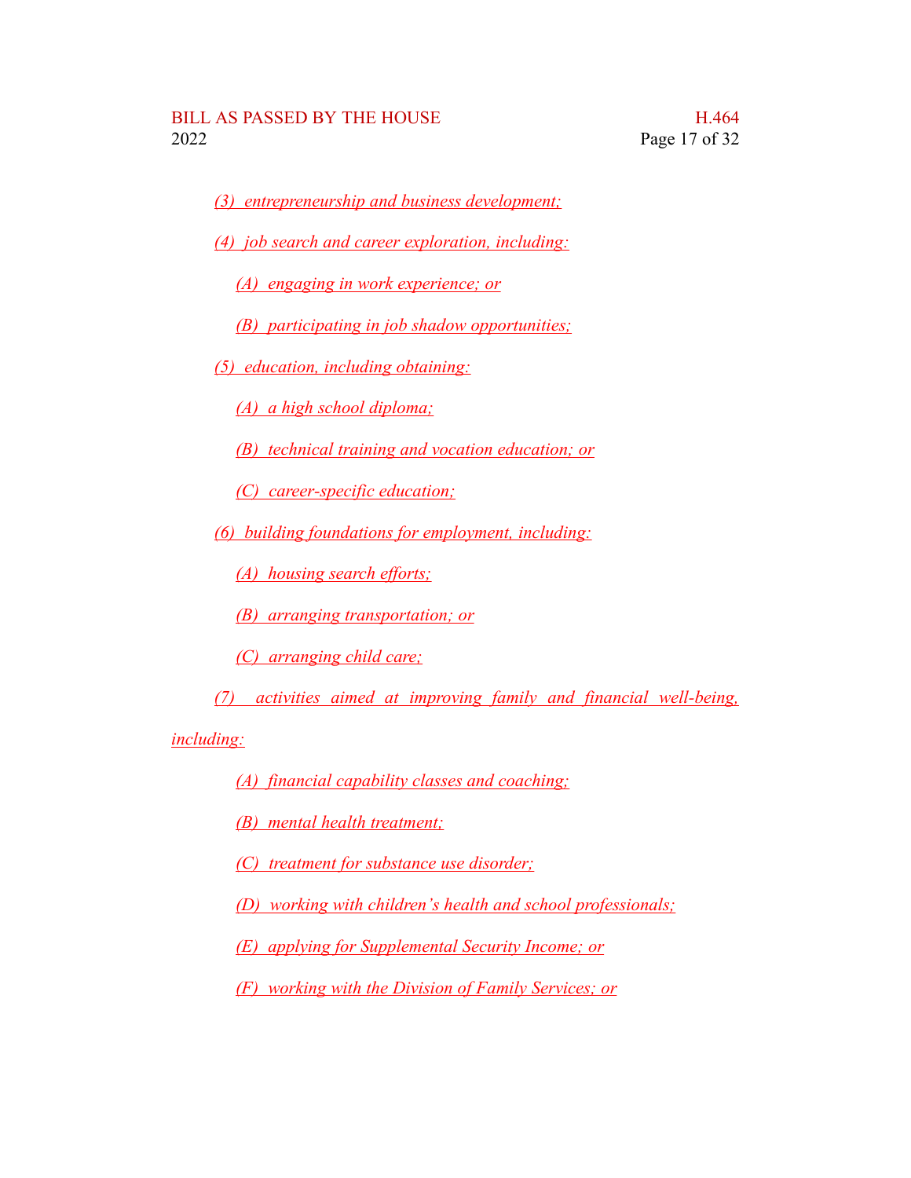*(3) entrepreneurship and business development;*

*(4) job search and career exploration, including:*

*(A) engaging in work experience; or*

*(B) participating in job shadow opportunities;*

*(5) education, including obtaining:*

*(A) a high school diploma;*

*(B) technical training and vocation education; or*

*(C) career-specific education;*

*(6) building foundations for employment, including:*

*(A) housing search efforts;*

*(B) arranging transportation; or*

*(C) arranging child care;*

*(7) activities aimed at improving family and financial well-being, including:*

*(A) financial capability classes and coaching;*

*(B) mental health treatment;*

*(C) treatment for substance use disorder;*

*(D) working with children's health and school professionals;*

*(E) applying for Supplemental Security Income; or*

*(F) working with the Division of Family Services; or*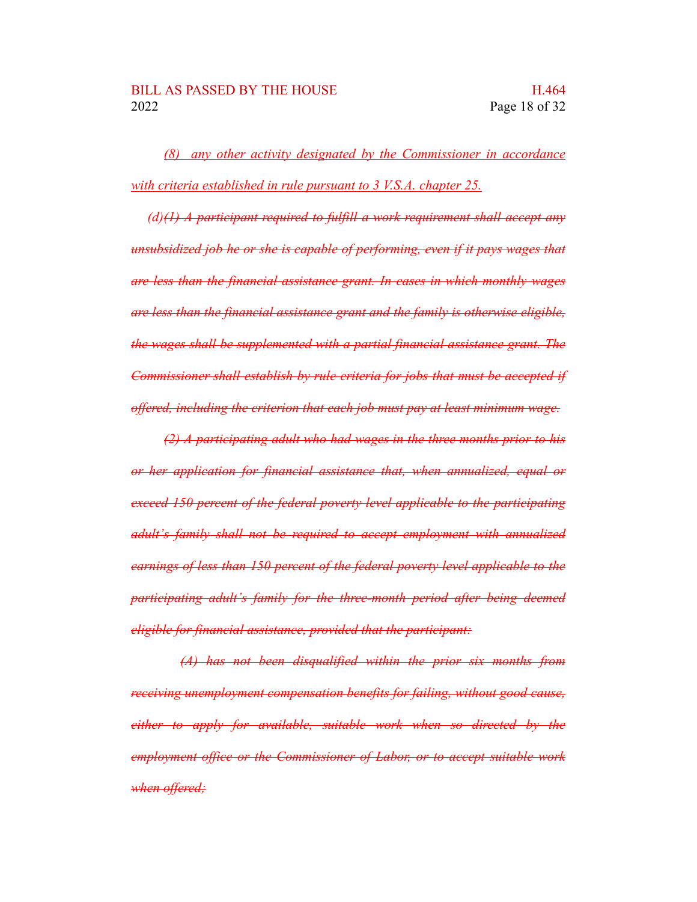*(8) any other activity designated by the Commissioner in accordance with criteria established in rule pursuant to 3 V.S.A. chapter 25.*

*(d)~~(1) A participant required to fulfill a work requirement shall accept any unsubsidized job he or she is capable of performing, even if it pays wages that are less than the financial assistance grant. In cases in which monthly wages are less than the financial assistance grant and the family is otherwise eligible, the wages shall be supplemented with a partial financial assistance grant. The Commissioner shall establish by rule criteria for jobs that must be accepted if offered, including the criterion that each job must pay at least minimum wage.~~*

*~~(2) A participating adult who had wages in the three months prior to his or her application for financial assistance that, when annualized, equal or exceed 150 percent of the federal poverty level applicable to the participating adult's family shall not be required to accept employment with annualized earnings of less than 150 percent of the federal poverty level applicable to the participating adult's family for the three-month period after being deemed eligible for financial assistance, provided that the participant:~~*

*~~(A) has not been disqualified within the prior six months from receiving unemployment compensation benefits for failing, without good cause, either to apply for available, suitable work when so directed by the employment office or the Commissioner of Labor, or to accept suitable work when offered;~~*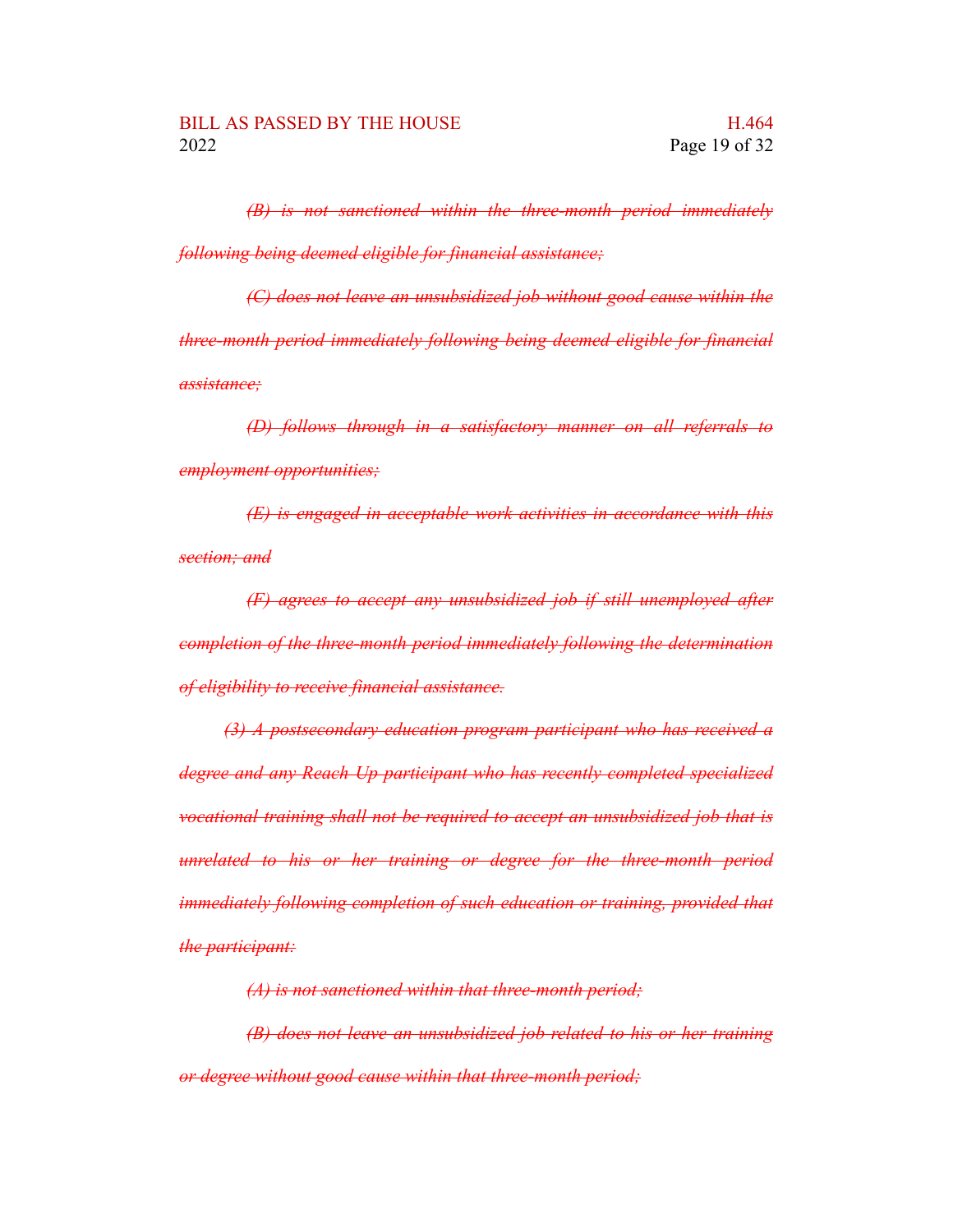~~*(B) is not sanctioned within the three-month period immediately following being deemed eligible for financial assistance;*~~

~~*(C) does not leave an unsubsidized job without good cause within the three-month period immediately following being deemed eligible for financial assistance;*~~

~~*(D) follows through in a satisfactory manner on all referrals to employment opportunities;*~~

~~*(E) is engaged in acceptable work activities in accordance with this section; and*~~

~~*(F) agrees to accept any unsubsidized job if still unemployed after completion of the three-month period immediately following the determination of eligibility to receive financial assistance.*~~

~~*(3) A postsecondary education program participant who has received a degree and any Reach Up participant who has recently completed specialized vocational training shall not be required to accept an unsubsidized job that is unrelated to his or her training or degree for the three-month period immediately following completion of such education or training, provided that the participant:*~~

~~*(A) is not sanctioned within that three-month period;*~~

~~*(B) does not leave an unsubsidized job related to his or her training or degree without good cause within that three-month period;*~~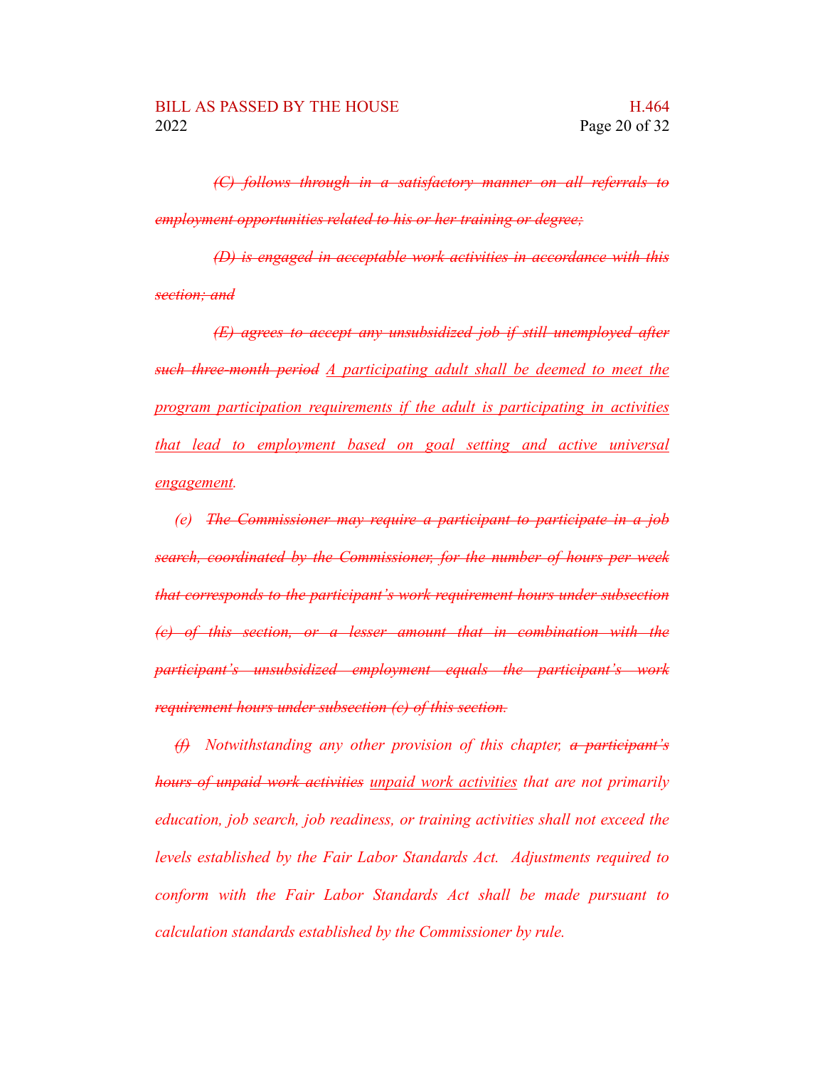*~~(C) follows through in a satisfactory manner on all referrals to employment opportunities related to his or her training or degree;~~*

*~~(D) is engaged in acceptable work activities in accordance with this section; and~~*

*~~(E) agrees to accept any unsubsidized job if still unemployed after such three-month period~~ <u>A participating adult shall be deemed to meet the program participation requirements if the adult is participating in activities that lead to employment based on goal setting and active universal engagement</u>.*

*(e) ~~The Commissioner may require a participant to participate in a job search, coordinated by the Commissioner, for the number of hours per week that corresponds to the participant's work requirement hours under subsection (c) of this section, or a lesser amount that in combination with the participant's unsubsidized employment equals the participant's work requirement hours under subsection (c) of this section.~~*

*~~(f)~~ Notwithstanding any other provision of this chapter, ~~a participant's hours of unpaid work activities~~ <u>unpaid work activities</u> that are not primarily education, job search, job readiness, or training activities shall not exceed the levels established by the Fair Labor Standards Act. Adjustments required to conform with the Fair Labor Standards Act shall be made pursuant to calculation standards established by the Commissioner by rule.*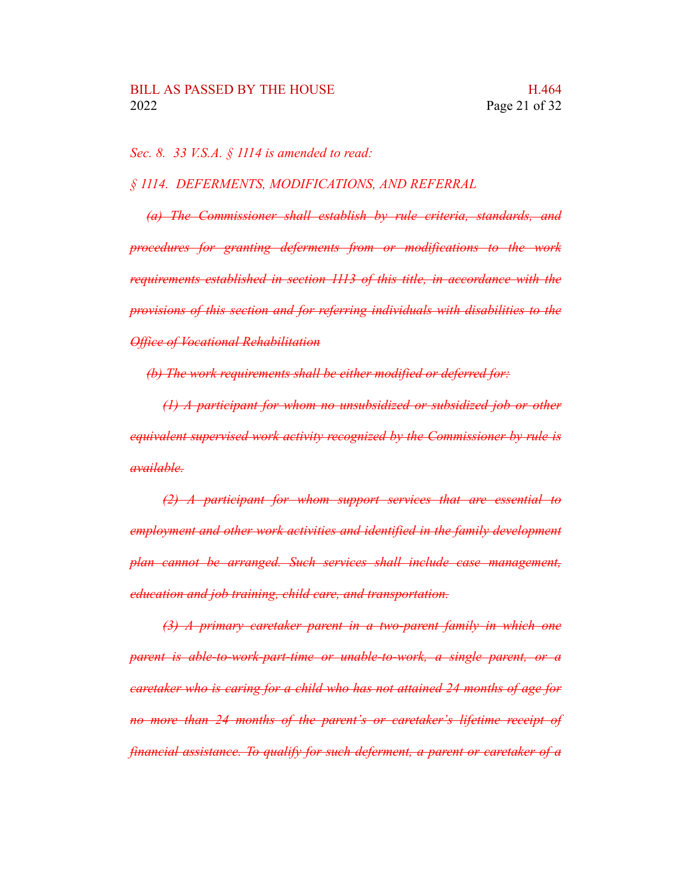*Sec. 8. 33 V.S.A. § 1114 is amended to read:*

*§ 1114. DEFERMENTS, MODIFICATIONS, AND REFERRAL*

~~*(a) The Commissioner shall establish by rule criteria, standards, and procedures for granting deferments from or modifications to the work requirements established in section 1113 of this title, in accordance with the provisions of this section and for referring individuals with disabilities to the Office of Vocational Rehabilitation*~~

~~*(b) The work requirements shall be either modified or deferred for:*~~

~~*(1) A participant for whom no unsubsidized or subsidized job or other equivalent supervised work activity recognized by the Commissioner by rule is available.*~~

~~*(2) A participant for whom support services that are essential to employment and other work activities and identified in the family development plan cannot be arranged. Such services shall include case management, education and job training, child care, and transportation.*~~

~~*(3) A primary caretaker parent in a two-parent family in which one parent is able-to-work-part-time or unable-to-work, a single parent, or a caretaker who is caring for a child who has not attained 24 months of age for no more than 24 months of the parent's or caretaker's lifetime receipt of financial assistance. To qualify for such deferment, a parent or caretaker of a*~~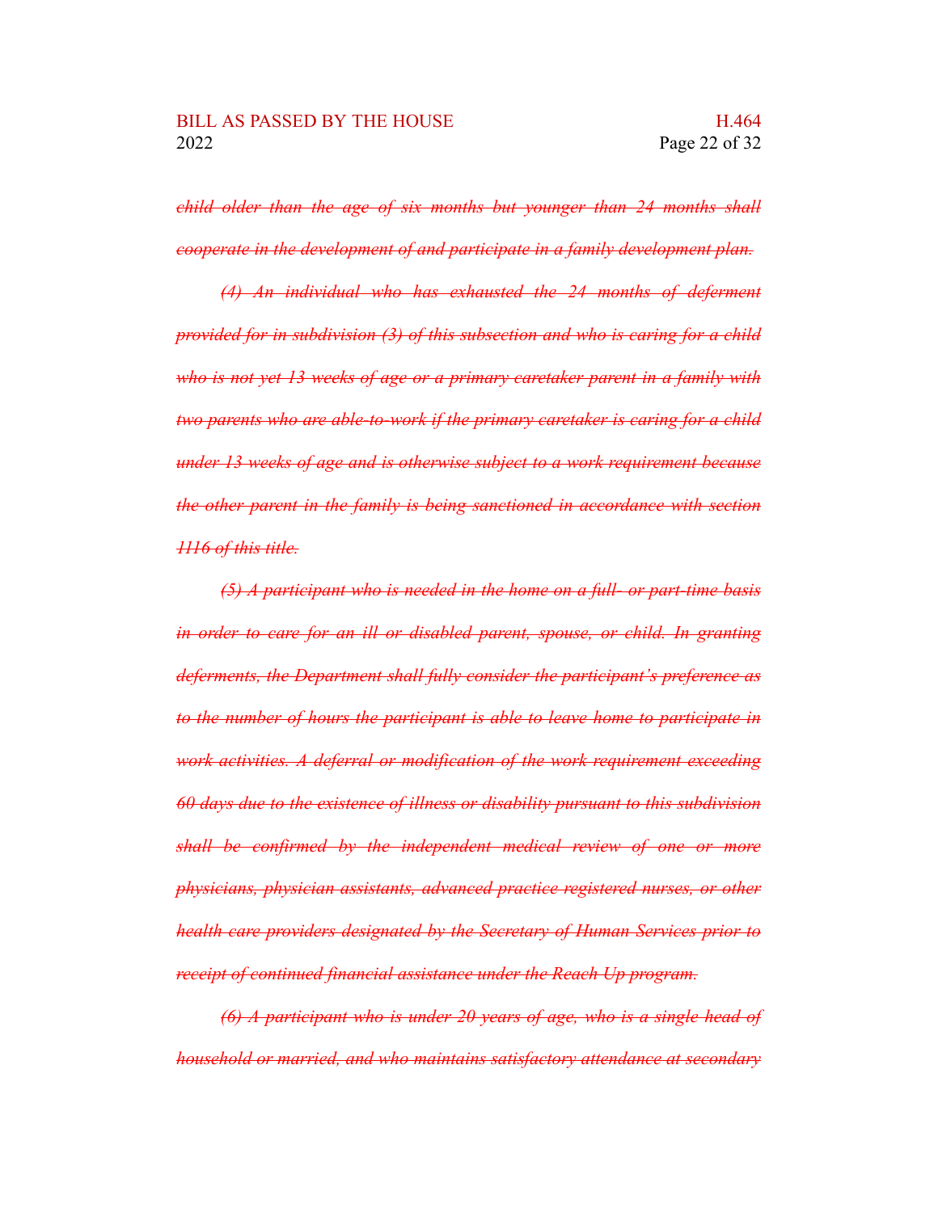~~*child older than the age of six months but younger than 24 months shall cooperate in the development of and participate in a family development plan.*~~

~~*(4) An individual who has exhausted the 24 months of deferment provided for in subdivision (3) of this subsection and who is caring for a child who is not yet 13 weeks of age or a primary caretaker parent in a family with two parents who are able-to-work if the primary caretaker is caring for a child under 13 weeks of age and is otherwise subject to a work requirement because the other parent in the family is being sanctioned in accordance with section 1116 of this title.*~~

~~*(5) A participant who is needed in the home on a full- or part-time basis in order to care for an ill or disabled parent, spouse, or child. In granting deferments, the Department shall fully consider the participant's preference as to the number of hours the participant is able to leave home to participate in work activities. A deferral or modification of the work requirement exceeding 60 days due to the existence of illness or disability pursuant to this subdivision shall be confirmed by the independent medical review of one or more physicians, physician assistants, advanced practice registered nurses, or other health care providers designated by the Secretary of Human Services prior to receipt of continued financial assistance under the Reach Up program.*~~

~~*(6) A participant who is under 20 years of age, who is a single head of household or married, and who maintains satisfactory attendance at secondary*~~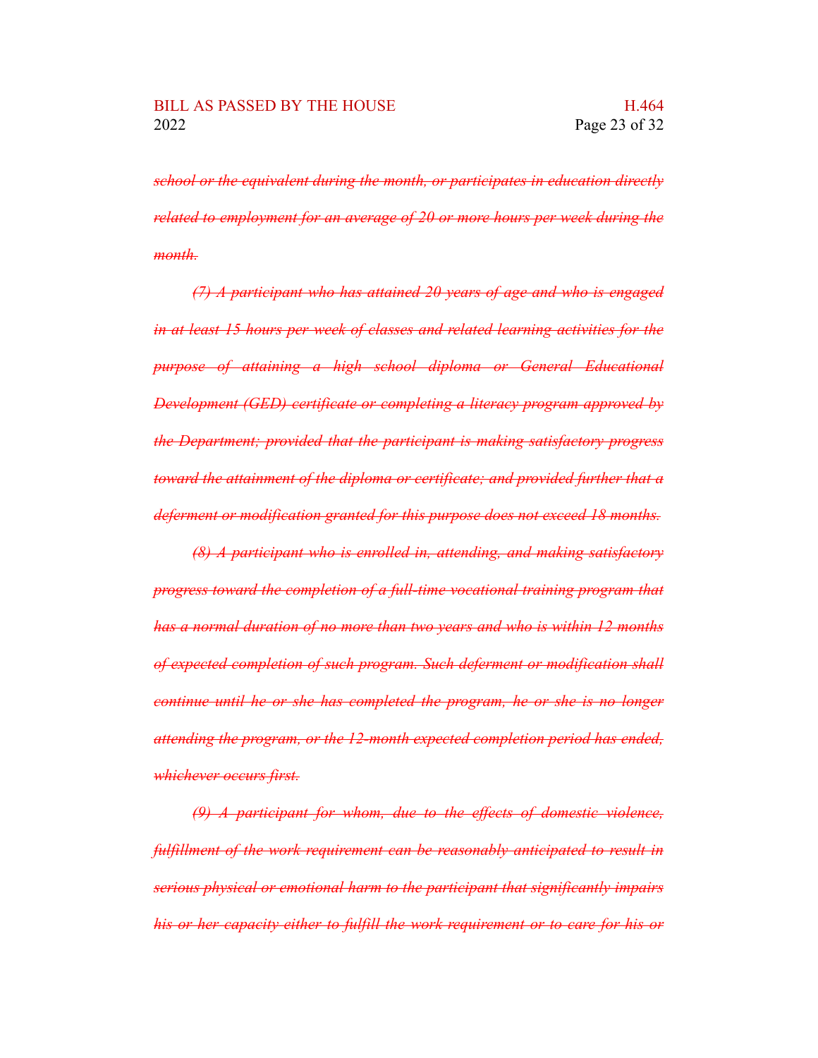~~*school or the equivalent during the month, or participates in education directly related to employment for an average of 20 or more hours per week during the month.*~~

~~*(7) A participant who has attained 20 years of age and who is engaged in at least 15 hours per week of classes and related learning activities for the purpose of attaining a high school diploma or General Educational Development (GED) certificate or completing a literacy program approved by the Department; provided that the participant is making satisfactory progress toward the attainment of the diploma or certificate; and provided further that a deferment or modification granted for this purpose does not exceed 18 months.*~~

~~*(8) A participant who is enrolled in, attending, and making satisfactory progress toward the completion of a full-time vocational training program that has a normal duration of no more than two years and who is within 12 months of expected completion of such program. Such deferment or modification shall continue until he or she has completed the program, he or she is no longer attending the program, or the 12-month expected completion period has ended, whichever occurs first.*~~

~~*(9) A participant for whom, due to the effects of domestic violence, fulfillment of the work requirement can be reasonably anticipated to result in serious physical or emotional harm to the participant that significantly impairs his or her capacity either to fulfill the work requirement or to care for his or*~~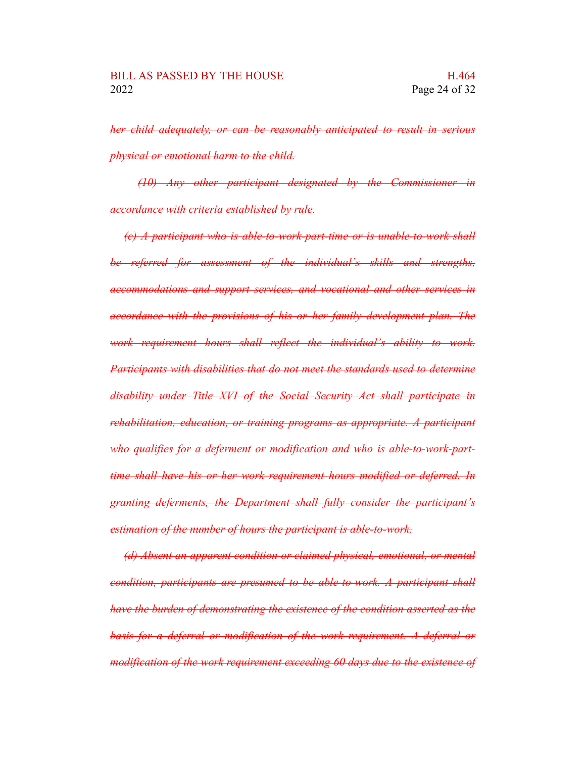~~*her child adequately, or can be reasonably anticipated to result in serious physical or emotional harm to the child.*~~

~~*(10) Any other participant designated by the Commissioner in accordance with criteria established by rule.*~~

~~*(c) A participant who is able-to-work-part-time or is unable-to-work shall be referred for assessment of the individual's skills and strengths, accommodations and support services, and vocational and other services in accordance with the provisions of his or her family development plan. The work requirement hours shall reflect the individual's ability to work. Participants with disabilities that do not meet the standards used to determine disability under Title XVI of the Social Security Act shall participate in rehabilitation, education, or training programs as appropriate. A participant who qualifies for a deferment or modification and who is able-to-work-part-time shall have his or her work requirement hours modified or deferred. In granting deferments, the Department shall fully consider the participant's estimation of the number of hours the participant is able-to-work.*~~

~~*(d) Absent an apparent condition or claimed physical, emotional, or mental condition, participants are presumed to be able-to-work. A participant shall have the burden of demonstrating the existence of the condition asserted as the basis for a deferral or modification of the work requirement. A deferral or modification of the work requirement exceeding 60 days due to the existence of*~~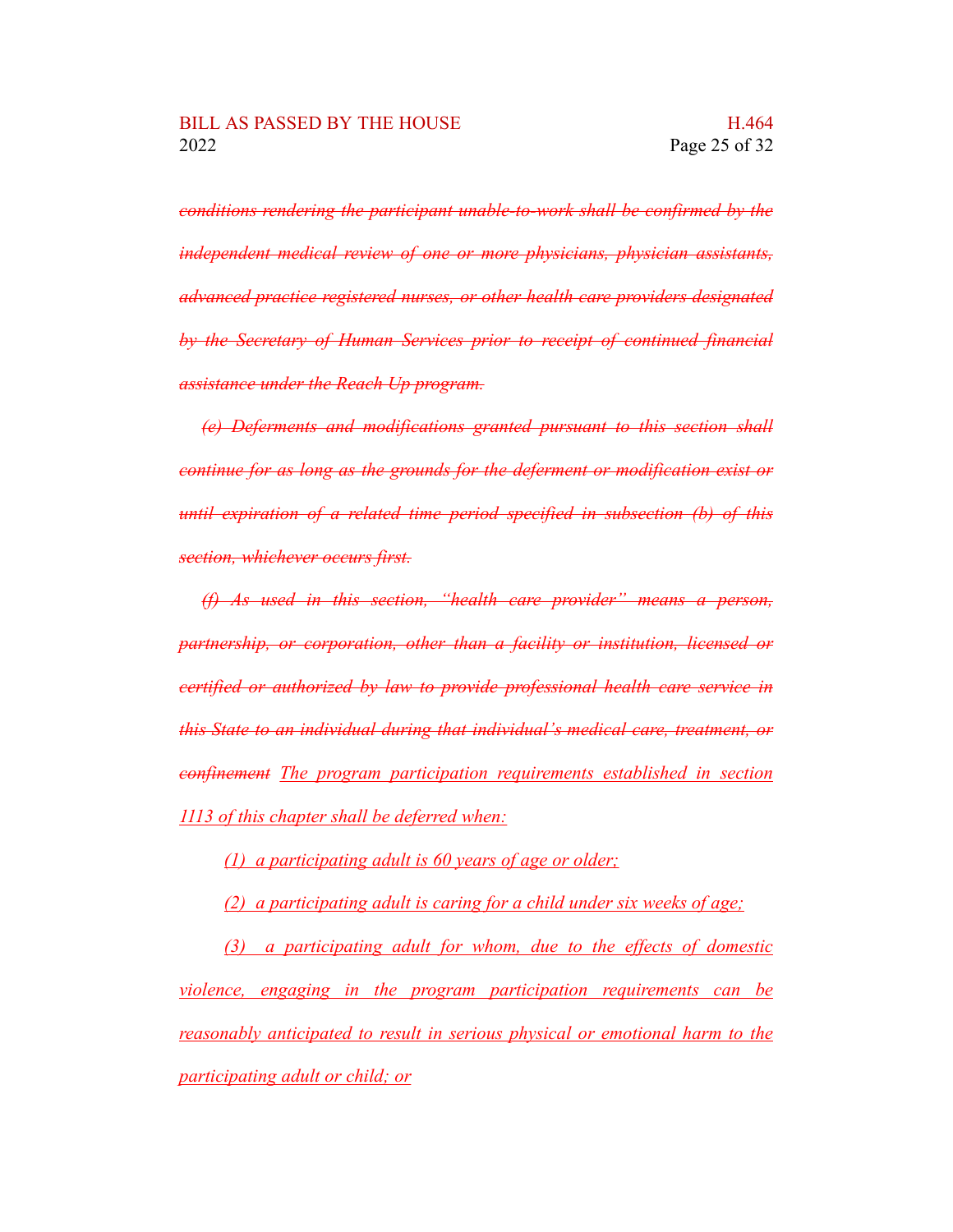~~*conditions rendering the participant unable-to-work shall be confirmed by the independent medical review of one or more physicians, physician assistants, advanced practice registered nurses, or other health care providers designated by the Secretary of Human Services prior to receipt of continued financial assistance under the Reach Up program.*~~

~~*(e) Deferments and modifications granted pursuant to this section shall continue for as long as the grounds for the deferment or modification exist or until expiration of a related time period specified in subsection (b) of this section, whichever occurs first.*~~

~~*(f) As used in this section, "health care provider" means a person, partnership, or corporation, other than a facility or institution, licensed or certified or authorized by law to provide professional health care service in this State to an individual during that individual's medical care, treatment, or confinement*~~ <u>*The program participation requirements established in section 1113 of this chapter shall be deferred when:*</u>

<u>*(1) a participating adult is 60 years of age or older;*</u>

<u>*(2) a participating adult is caring for a child under six weeks of age;*</u>

<u>*(3) a participating adult for whom, due to the effects of domestic violence, engaging in the program participation requirements can be reasonably anticipated to result in serious physical or emotional harm to the participating adult or child; or*</u>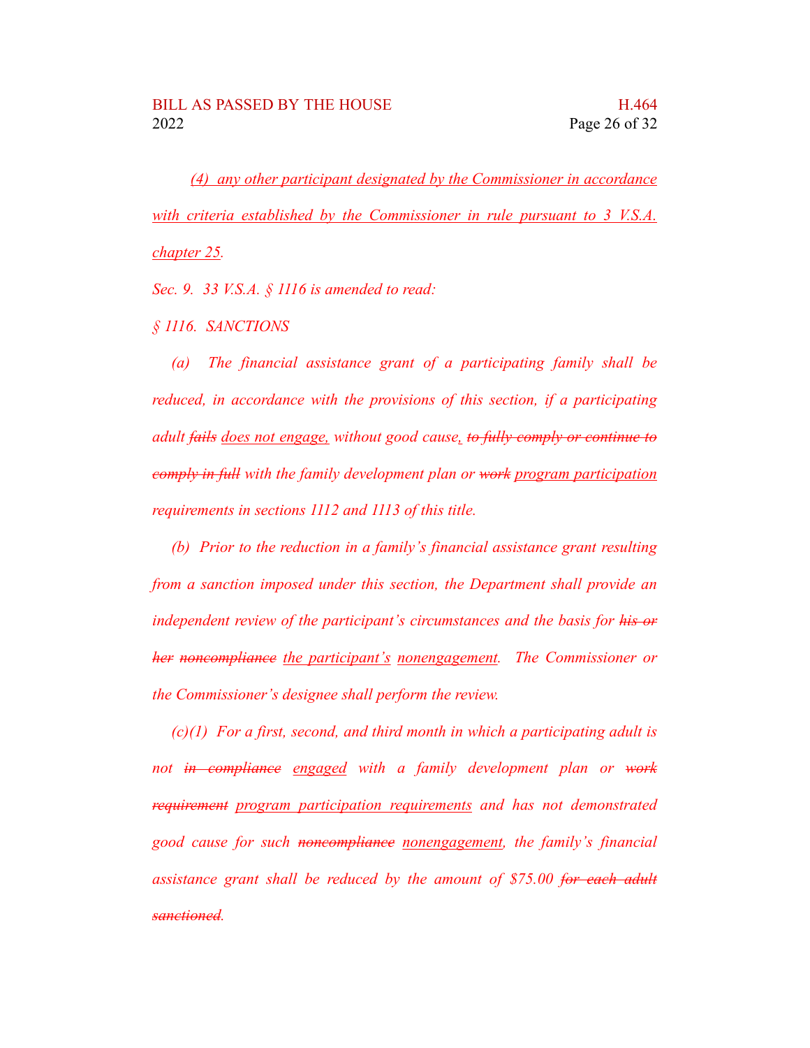*<u>(4) any other participant designated by the Commissioner in accordance with criteria established by the Commissioner in rule pursuant to 3 V.S.A. chapter 25</u>.*

*Sec. 9. 33 V.S.A. § 1116 is amended to read:*

*§ 1116. SANCTIONS*

*(a) The financial assistance grant of a participating family shall be reduced, in accordance with the provisions of this section, if a participating adult ~~fails~~ <u>does not engage,</u> without good cause<u>,</u> ~~to fully comply or continue to comply in full~~ with the family development plan or ~~work~~ <u>program participation</u> requirements in sections 1112 and 1113 of this title.*

*(b) Prior to the reduction in a family's financial assistance grant resulting from a sanction imposed under this section, the Department shall provide an independent review of the participant's circumstances and the basis for ~~his or her~~ ~~noncompliance~~ <u>the participant's</u> <u>nonengagement</u>. The Commissioner or the Commissioner's designee shall perform the review.*

*(c)(1) For a first, second, and third month in which a participating adult is not ~~in compliance~~ <u>engaged</u> with a family development plan or ~~work requirement~~ <u>program participation requirements</u> and has not demonstrated good cause for such ~~noncompliance~~ <u>nonengagement</u>, the family's financial assistance grant shall be reduced by the amount of $75.00 ~~for each adult sanctioned~~.*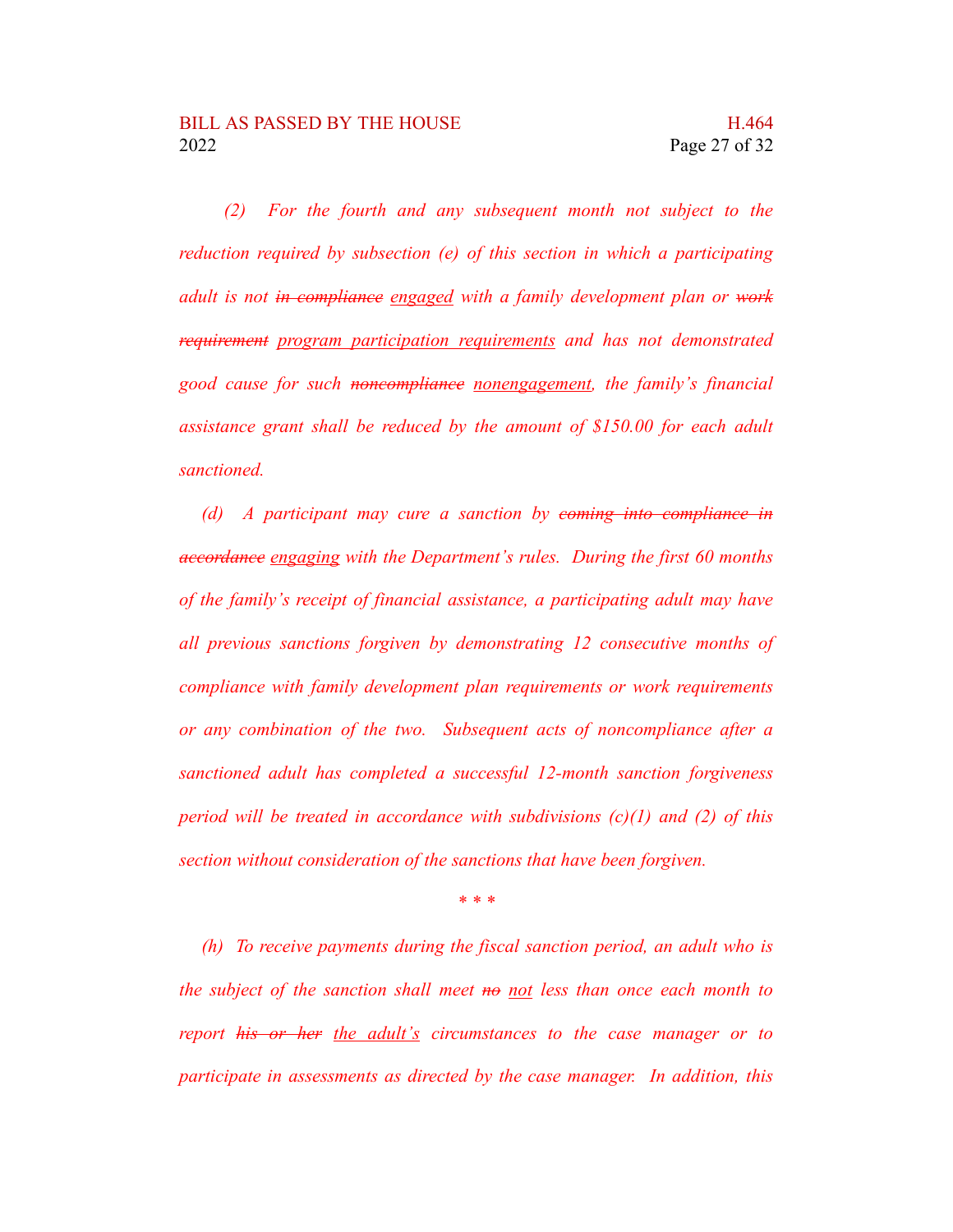*(2) For the fourth and any subsequent month not subject to the reduction required by subsection (e) of this section in which a participating adult is not ~~in compliance~~ <u>engaged</u> with a family development plan or ~~work requirement~~ <u>program participation requirements</u> and has not demonstrated good cause for such ~~noncompliance~~ <u>nonengagement</u>, the family's financial assistance grant shall be reduced by the amount of $150.00 for each adult sanctioned.*

*(d) A participant may cure a sanction by ~~coming into compliance in accordance~~ <u>engaging</u> with the Department's rules. During the first 60 months of the family's receipt of financial assistance, a participating adult may have all previous sanctions forgiven by demonstrating 12 consecutive months of compliance with family development plan requirements or work requirements or any combination of the two. Subsequent acts of noncompliance after a sanctioned adult has completed a successful 12-month sanction forgiveness period will be treated in accordance with subdivisions (c)(1) and (2) of this section without consideration of the sanctions that have been forgiven.*

*\* \* \**

*(h) To receive payments during the fiscal sanction period, an adult who is the subject of the sanction shall meet ~~no~~ <u>not</u> less than once each month to report ~~his or her~~ <u>the adult's</u> circumstances to the case manager or to participate in assessments as directed by the case manager. In addition, this*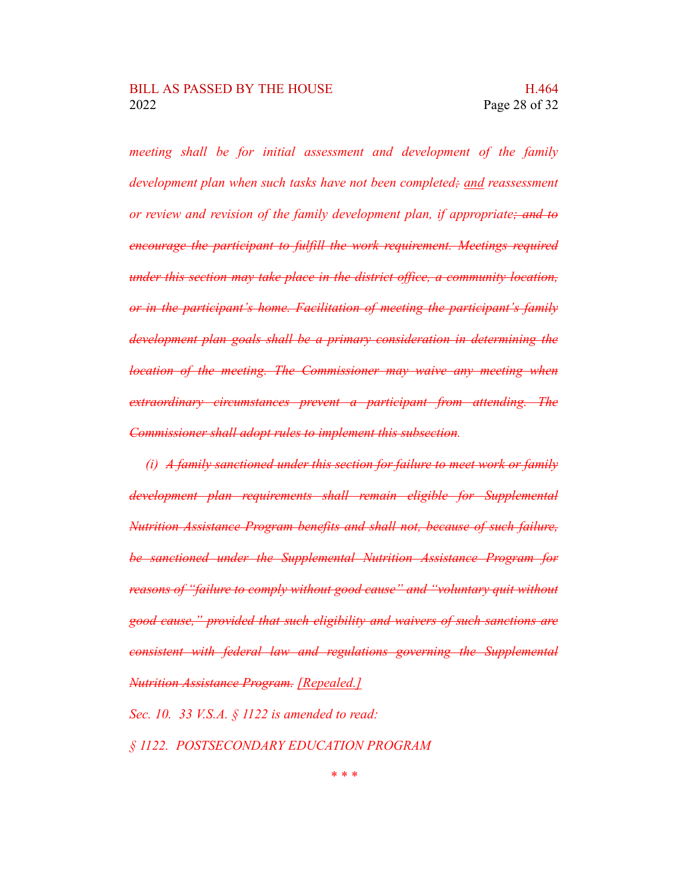*meeting shall be for initial assessment and development of the family development plan when such tasks have not been completed~~;~~ <u>and</u> reassessment or review and revision of the family development plan, if appropriate~~; and to encourage the participant to fulfill the work requirement. Meetings required under this section may take place in the district office, a community location, or in the participant's home. Facilitation of meeting the participant's family development plan goals shall be a primary consideration in determining the location of the meeting. The Commissioner may waive any meeting when extraordinary circumstances prevent a participant from attending. The Commissioner shall adopt rules to implement this subsection~~.*

*(i) ~~A family sanctioned under this section for failure to meet work or family development plan requirements shall remain eligible for Supplemental Nutrition Assistance Program benefits and shall not, because of such failure, be sanctioned under the Supplemental Nutrition Assistance Program for reasons of "failure to comply without good cause" and "voluntary quit without good cause," provided that such eligibility and waivers of such sanctions are consistent with federal law and regulations governing the Supplemental Nutrition Assistance Program.~~ <u>[Repealed.]</u>*

*Sec. 10. 33 V.S.A. § 1122 is amended to read:*

*§ 1122. POSTSECONDARY EDUCATION PROGRAM*

\* \* \*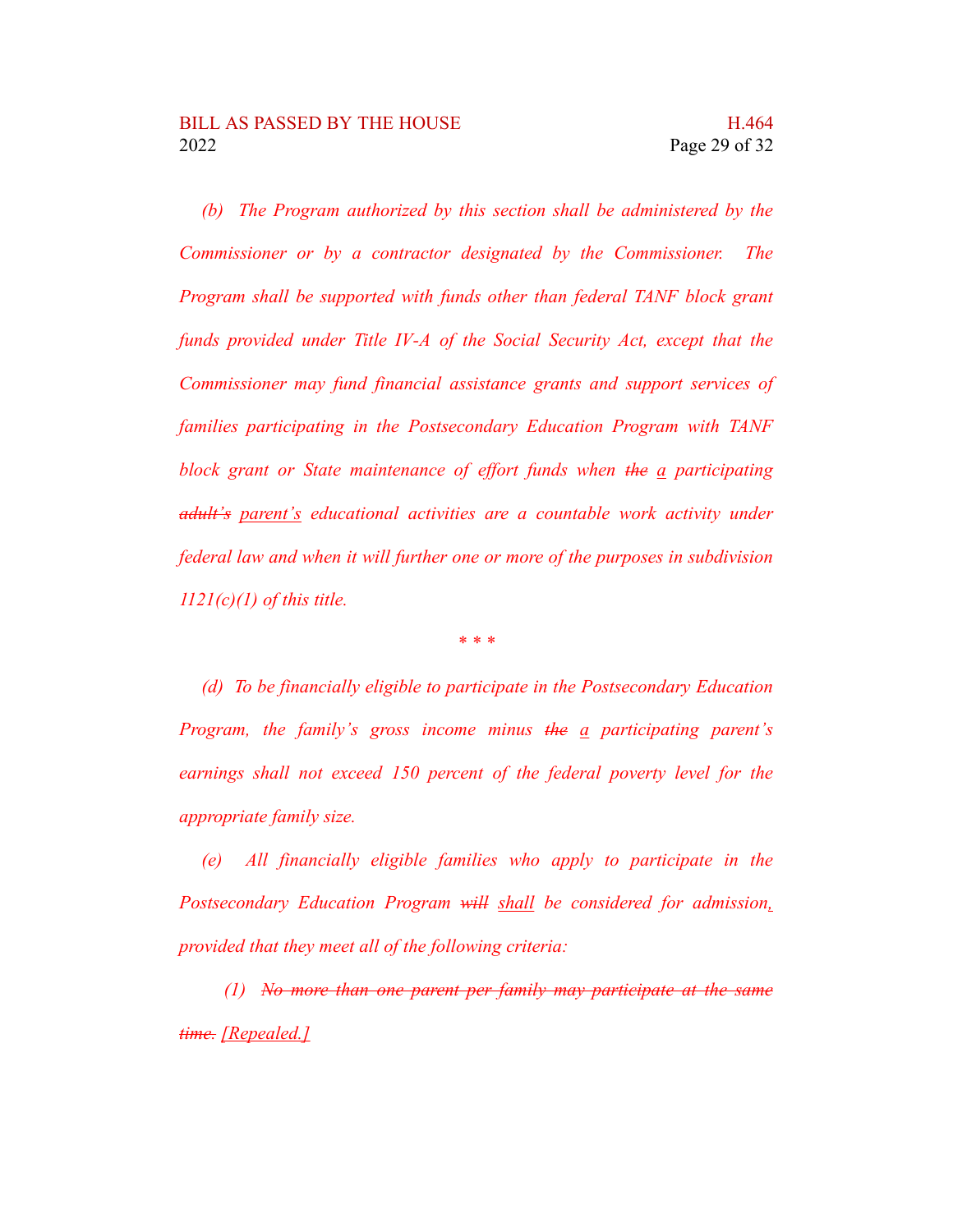*(b) The Program authorized by this section shall be administered by the Commissioner or by a contractor designated by the Commissioner. The Program shall be supported with funds other than federal TANF block grant funds provided under Title IV-A of the Social Security Act, except that the Commissioner may fund financial assistance grants and support services of families participating in the Postsecondary Education Program with TANF block grant or State maintenance of effort funds when ~~the~~ <u>a</u> participating ~~adult's~~ <u>parent's</u> educational activities are a countable work activity under federal law and when it will further one or more of the purposes in subdivision 1121(c)(1) of this title.*

\* \* \*

*(d) To be financially eligible to participate in the Postsecondary Education Program, the family's gross income minus ~~the~~ <u>a</u> participating parent's earnings shall not exceed 150 percent of the federal poverty level for the appropriate family size.*

*(e) All financially eligible families who apply to participate in the Postsecondary Education Program ~~will~~ <u>shall</u> be considered for admission<u>,</u> provided that they meet all of the following criteria:*

*(1) ~~No more than one parent per family may participate at the same time.~~ <u>[Repealed.]</u>*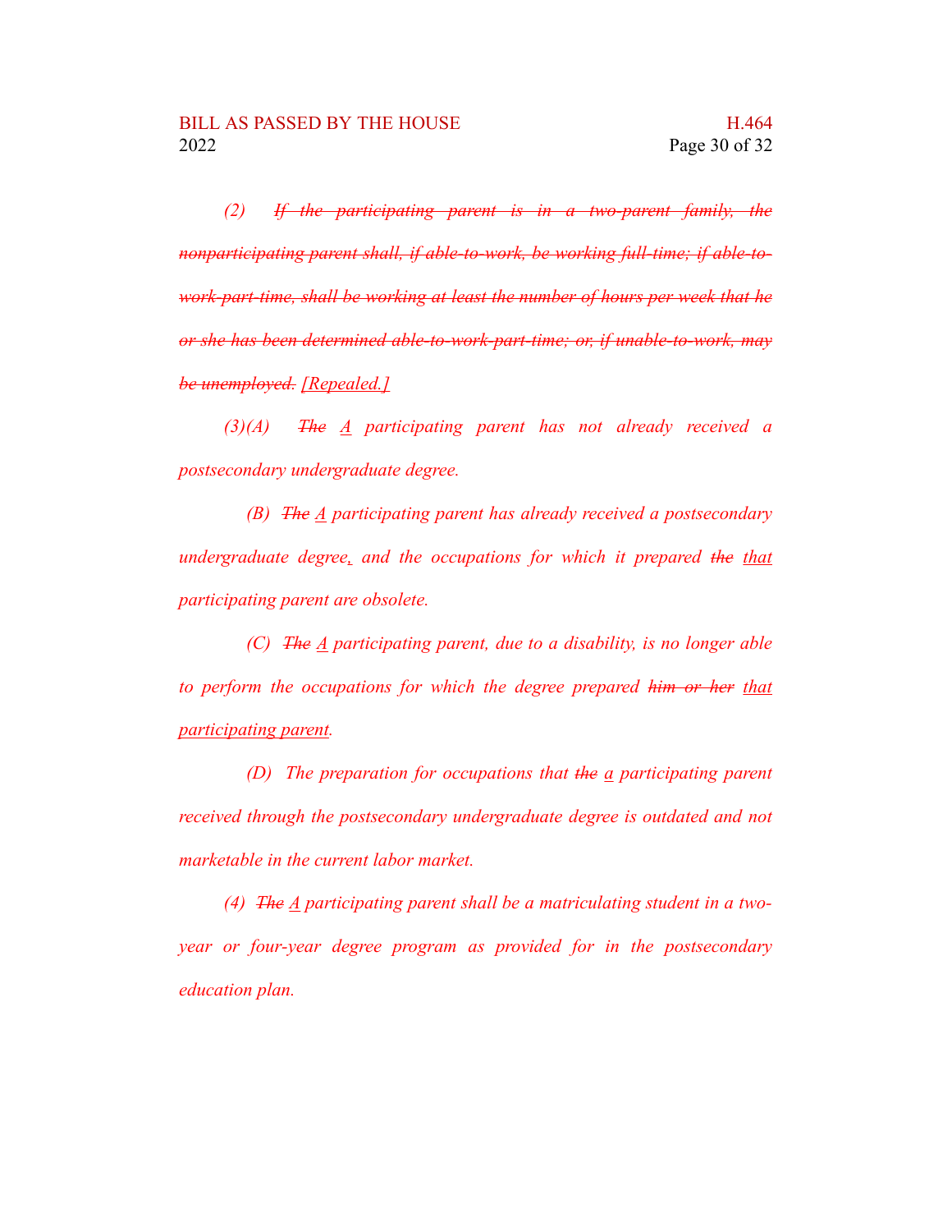*(2)  ~~If the participating parent is in a two-parent family, the nonparticipating parent shall, if able-to-work, be working full-time; if able-to-work-part-time, shall be working at least the number of hours per week that he or she has been determined able-to-work-part-time; or, if unable-to-work, may be unemployed.~~ [Repealed.]*

*(3)(A)  ~~The~~ A participating parent has not already received a postsecondary undergraduate degree.*

*(B)  ~~The~~ A participating parent has already received a postsecondary undergraduate degree, and the occupations for which it prepared ~~the~~ that participating parent are obsolete.*

*(C)  ~~The~~ A participating parent, due to a disability, is no longer able to perform the occupations for which the degree prepared ~~him or her~~ that participating parent.*

*(D)  The preparation for occupations that ~~the~~ a participating parent received through the postsecondary undergraduate degree is outdated and not marketable in the current labor market.*

*(4)  ~~The~~ A participating parent shall be a matriculating student in a two-year or four-year degree program as provided for in the postsecondary education plan.*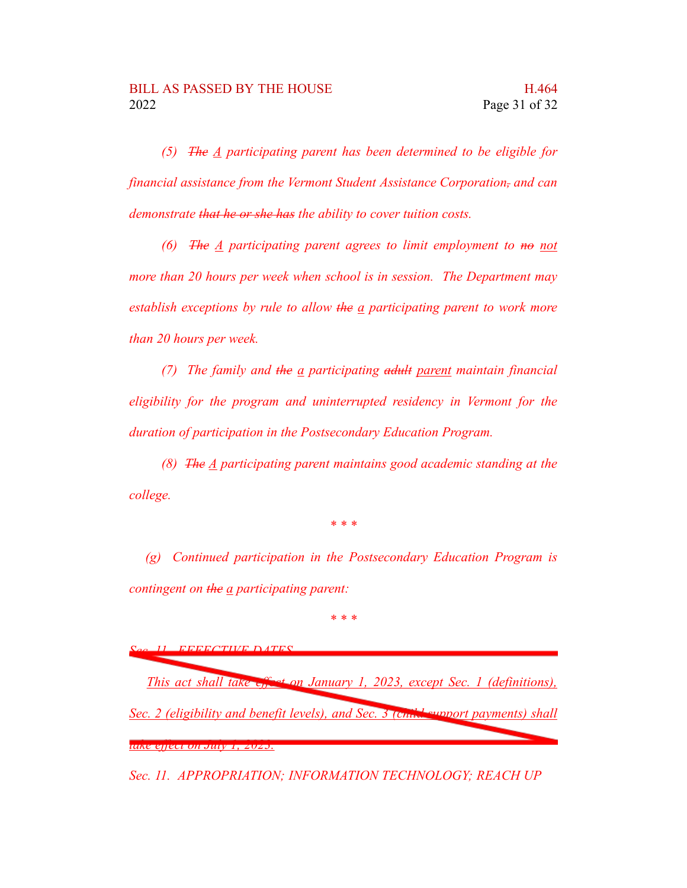*(5)* ~~*The*~~ *<u>A</u> participating parent has been determined to be eligible for financial assistance from the Vermont Student Assistance Corporation*~~*,*~~ *and can demonstrate* ~~*that he or she has*~~ *the ability to cover tuition costs.*

*(6)* ~~*The*~~ *<u>A</u> participating parent agrees to limit employment to* ~~*no*~~ *<u>not</u> more than 20 hours per week when school is in session. The Department may establish exceptions by rule to allow* ~~*the*~~ *<u>a</u> participating parent to work more than 20 hours per week.*

*(7) The family and* ~~*the*~~ *<u>a</u> participating* ~~*adult*~~ *<u>parent</u> maintain financial eligibility for the program and uninterrupted residency in Vermont for the duration of participation in the Postsecondary Education Program.*

*(8)* ~~*The*~~ *<u>A</u> participating parent maintains good academic standing at the college.*

*\* \* \**

*(g) Continued participation in the Postsecondary Education Program is contingent on* ~~*the*~~ *<u>a</u> participating parent:*

*\* \* \**

~~*Sec. 11. EFFECTIVE DATES*~~

~~*This act shall take effect on January 1, 2023, except Sec. 1 (definitions), Sec. 2 (eligibility and benefit levels), and Sec. 3 (child support payments) shall take effect on July 1, 2023.*~~

*Sec. 11. APPROPRIATION; INFORMATION TECHNOLOGY; REACH UP*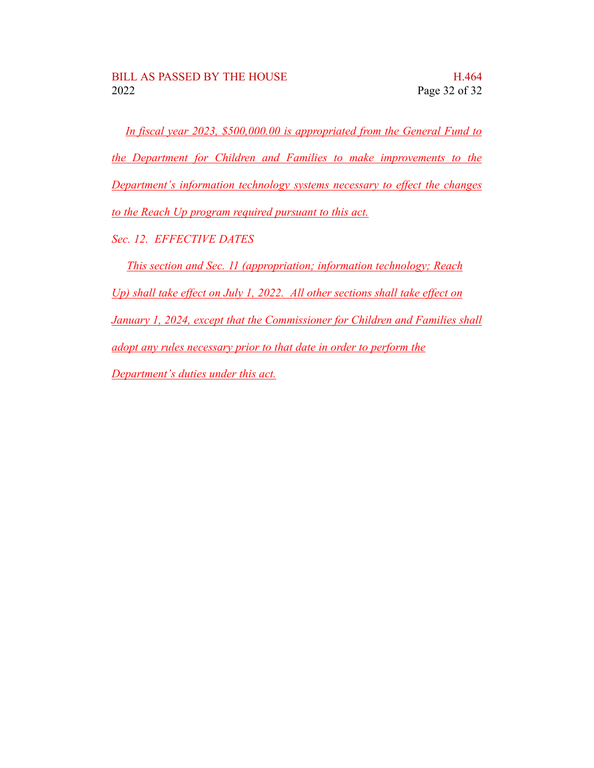*In fiscal year 2023, $500,000.00 is appropriated from the General Fund to the Department for Children and Families to make improvements to the Department's information technology systems necessary to effect the changes to the Reach Up program required pursuant to this act.*

*Sec. 12. EFFECTIVE DATES*

*This section and Sec. 11 (appropriation; information technology; Reach Up) shall take effect on July 1, 2022. All other sections shall take effect on January 1, 2024, except that the Commissioner for Children and Families shall adopt any rules necessary prior to that date in order to perform the Department's duties under this act.*